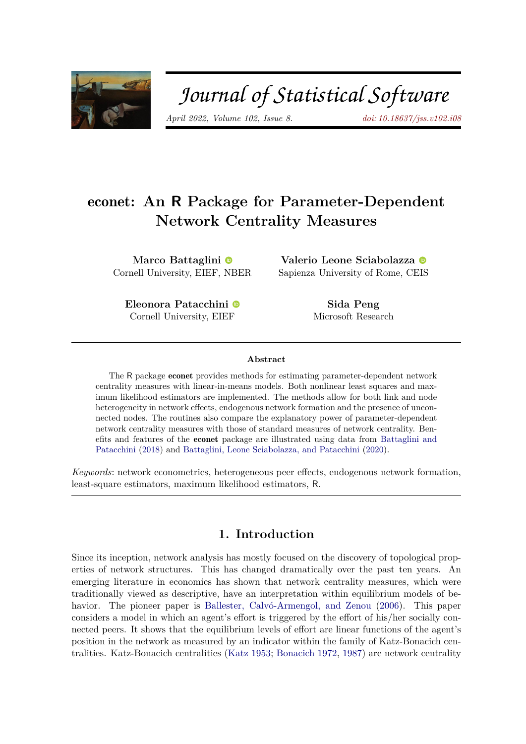# econet: An R Package for Parameter-Dependent Network Centrality Measures

**Marco Battaglini**
Cornell University, EIEF, NBER

**Valerio Leone Sciabolazza**
Sapienza University of Rome, CEIS

**Eleonora Patacchini**
Cornell University, EIEF

**Sida Peng**
Microsoft Research

### Abstract

The R package **econet** provides methods for estimating parameter-dependent network centrality measures with linear-in-means models. Both nonlinear least squares and maximum likelihood estimators are implemented. The methods allow for both link and node heterogeneity in network effects, endogenous network formation and the presence of unconnected nodes. The routines also compare the explanatory power of parameter-dependent network centrality measures with those of standard measures of network centrality. Benefits and features of the **econet** package are illustrated using data from Battaglini and Patacchini (2018) and Battaglini, Leone Sciabolazza, and Patacchini (2020).

*Keywords*: network econometrics, heterogeneous peer effects, endogenous network formation, least-square estimators, maximum likelihood estimators, R.

## 1. Introduction

Since its inception, network analysis has mostly focused on the discovery of topological properties of network structures. This has changed dramatically over the past ten years. An emerging literature in economics has shown that network centrality measures, which were traditionally viewed as descriptive, have an interpretation within equilibrium models of behavior. The pioneer paper is Ballester, Calvó-Armengol, and Zenou (2006). This paper considers a model in which an agent's effort is triggered by the effort of his/her socially connected peers. It shows that the equilibrium levels of effort are linear functions of the agent's position in the network as measured by an indicator within the family of Katz-Bonacich centralities. Katz-Bonacich centralities (Katz 1953; Bonacich 1972, 1987) are network centrality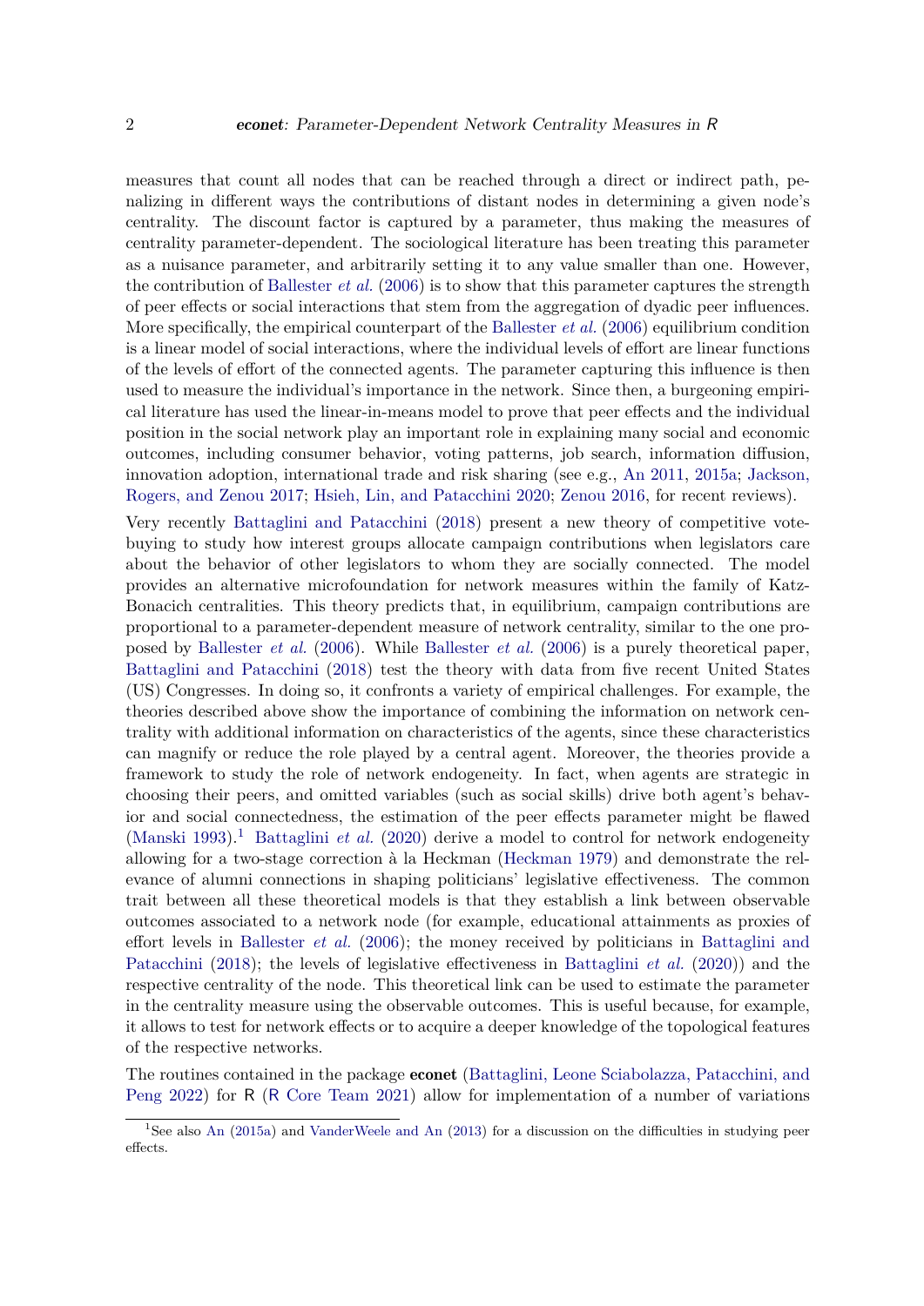measures that count all nodes that can be reached through a direct or indirect path, penalizing in different ways the contributions of distant nodes in determining a given node's centrality. The discount factor is captured by a parameter, thus making the measures of centrality parameter-dependent. The sociological literature has been treating this parameter as a nuisance parameter, and arbitrarily setting it to any value smaller than one. However, the contribution of Ballester *et al.* (2006) is to show that this parameter captures the strength of peer effects or social interactions that stem from the aggregation of dyadic peer influences. More specifically, the empirical counterpart of the Ballester *et al.* (2006) equilibrium condition is a linear model of social interactions, where the individual levels of effort are linear functions of the levels of effort of the connected agents. The parameter capturing this influence is then used to measure the individual's importance in the network. Since then, a burgeoning empirical literature has used the linear-in-means model to prove that peer effects and the individual position in the social network play an important role in explaining many social and economic outcomes, including consumer behavior, voting patterns, job search, information diffusion, innovation adoption, international trade and risk sharing (see e.g., An 2011, 2015a; Jackson, Rogers, and Zenou 2017; Hsieh, Lin, and Patacchini 2020; Zenou 2016, for recent reviews).

Very recently Battaglini and Patacchini (2018) present a new theory of competitive vote-buying to study how interest groups allocate campaign contributions when legislators care about the behavior of other legislators to whom they are socially connected. The model provides an alternative microfoundation for network measures within the family of Katz-Bonacich centralities. This theory predicts that, in equilibrium, campaign contributions are proportional to a parameter-dependent measure of network centrality, similar to the one proposed by Ballester *et al.* (2006). While Ballester *et al.* (2006) is a purely theoretical paper, Battaglini and Patacchini (2018) test the theory with data from five recent United States (US) Congresses. In doing so, it confronts a variety of empirical challenges. For example, the theories described above show the importance of combining the information on network centrality with additional information on characteristics of the agents, since these characteristics can magnify or reduce the role played by a central agent. Moreover, the theories provide a framework to study the role of network endogeneity. In fact, when agents are strategic in choosing their peers, and omitted variables (such as social skills) drive both agent's behavior and social connectedness, the estimation of the peer effects parameter might be flawed (Manski 1993).[1] Battaglini *et al.* (2020) derive a model to control for network endogeneity allowing for a two-stage correction à la Heckman (Heckman 1979) and demonstrate the relevance of alumni connections in shaping politicians' legislative effectiveness. The common trait between all these theoretical models is that they establish a link between observable outcomes associated to a network node (for example, educational attainments as proxies of effort levels in Ballester *et al.* (2006); the money received by politicians in Battaglini and Patacchini (2018); the levels of legislative effectiveness in Battaglini *et al.* (2020)) and the respective centrality of the node. This theoretical link can be used to estimate the parameter in the centrality measure using the observable outcomes. This is useful because, for example, it allows to test for network effects or to acquire a deeper knowledge of the topological features of the respective networks.

The routines contained in the package **econet** (Battaglini, Leone Sciabolazza, Patacchini, and Peng 2022) for R (R Core Team 2021) allow for implementation of a number of variations

[1] See also An (2015a) and VanderWeele and An (2013) for a discussion on the difficulties in studying peer effects.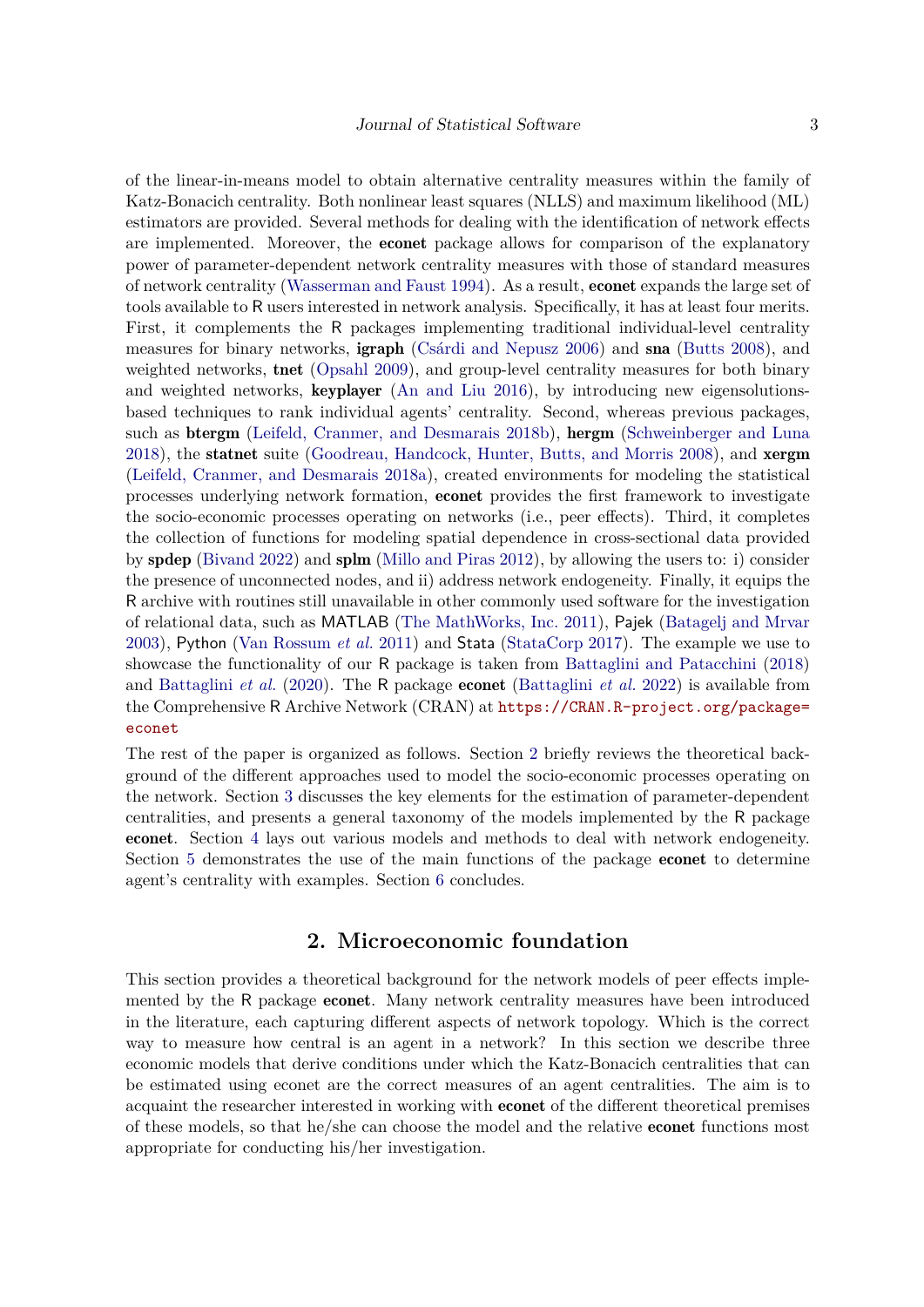of the linear-in-means model to obtain alternative centrality measures within the family of Katz-Bonacich centrality. Both nonlinear least squares (NLLS) and maximum likelihood (ML) estimators are provided. Several methods for dealing with the identification of network effects are implemented. Moreover, the **econet** package allows for comparison of the explanatory power of parameter-dependent network centrality measures with those of standard measures of network centrality (Wasserman and Faust 1994). As a result, **econet** expands the large set of tools available to R users interested in network analysis. Specifically, it has at least four merits. First, it complements the R packages implementing traditional individual-level centrality measures for binary networks, **igraph** (Csárdi and Nepusz 2006) and **sna** (Butts 2008), and weighted networks, **tnet** (Opsahl 2009), and group-level centrality measures for both binary and weighted networks, **keyplayer** (An and Liu 2016), by introducing new eigensolutions-based techniques to rank individual agents' centrality. Second, whereas previous packages, such as **btergm** (Leifeld, Cranmer, and Desmarais 2018b), **hergm** (Schweinberger and Luna 2018), the **statnet** suite (Goodreau, Handcock, Hunter, Butts, and Morris 2008), and **xergm** (Leifeld, Cranmer, and Desmarais 2018a), created environments for modeling the statistical processes underlying network formation, **econet** provides the first framework to investigate the socio-economic processes operating on networks (i.e., peer effects). Third, it completes the collection of functions for modeling spatial dependence in cross-sectional data provided by **spdep** (Bivand 2022) and **splm** (Millo and Piras 2012), by allowing the users to: i) consider the presence of unconnected nodes, and ii) address network endogeneity. Finally, it equips the R archive with routines still unavailable in other commonly used software for the investigation of relational data, such as MATLAB (The MathWorks, Inc. 2011), Pajek (Batagelj and Mrvar 2003), Python (Van Rossum *et al.* 2011) and Stata (StataCorp 2017). The example we use to showcase the functionality of our R package is taken from Battaglini and Patacchini (2018) and Battaglini *et al.* (2020). The R package **econet** (Battaglini *et al.* 2022) is available from the Comprehensive R Archive Network (CRAN) at `https://CRAN.R-project.org/package=econet`

The rest of the paper is organized as follows. Section 2 briefly reviews the theoretical background of the different approaches used to model the socio-economic processes operating on the network. Section 3 discusses the key elements for the estimation of parameter-dependent centralities, and presents a general taxonomy of the models implemented by the R package **econet**. Section 4 lays out various models and methods to deal with network endogeneity. Section 5 demonstrates the use of the main functions of the package **econet** to determine agent's centrality with examples. Section 6 concludes.

## 2. Microeconomic foundation

This section provides a theoretical background for the network models of peer effects implemented by the R package **econet**. Many network centrality measures have been introduced in the literature, each capturing different aspects of network topology. Which is the correct way to measure how central is an agent in a network? In this section we describe three economic models that derive conditions under which the Katz-Bonacich centralities that can be estimated using econet are the correct measures of an agent centralities. The aim is to acquaint the researcher interested in working with **econet** of the different theoretical premises of these models, so that he/she can choose the model and the relative **econet** functions most appropriate for conducting his/her investigation.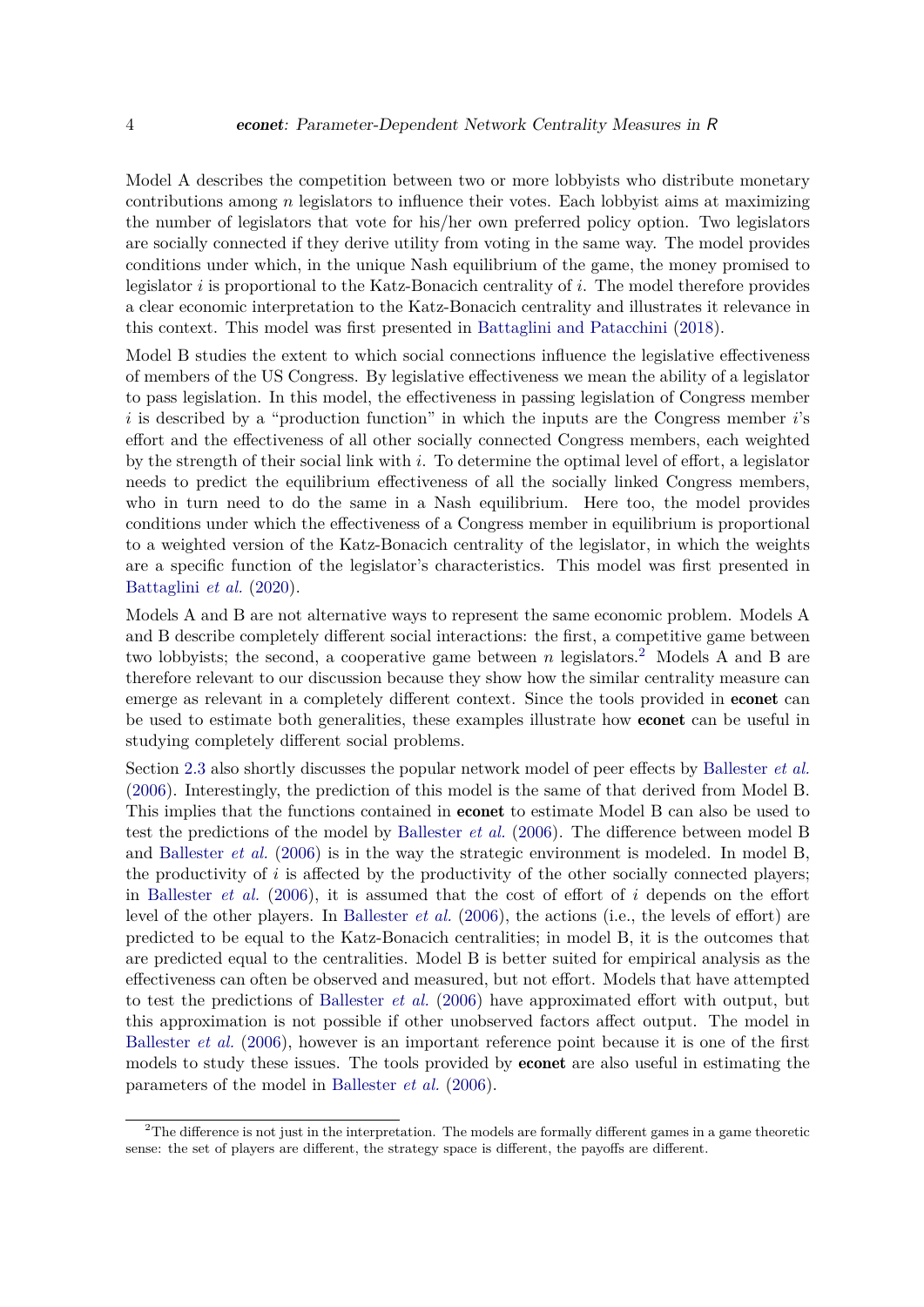Model A describes the competition between two or more lobbyists who distribute monetary contributions among $n$ legislators to influence their votes. Each lobbyist aims at maximizing the number of legislators that vote for his/her own preferred policy option. Two legislators are socially connected if they derive utility from voting in the same way. The model provides conditions under which, in the unique Nash equilibrium of the game, the money promised to legislator $i$ is proportional to the Katz-Bonacich centrality of $i$. The model therefore provides a clear economic interpretation to the Katz-Bonacich centrality and illustrates it relevance in this context. This model was first presented in Battaglini and Patacchini (2018).

Model B studies the extent to which social connections influence the legislative effectiveness of members of the US Congress. By legislative effectiveness we mean the ability of a legislator to pass legislation. In this model, the effectiveness in passing legislation of Congress member $i$ is described by a "production function" in which the inputs are the Congress member $i$'s effort and the effectiveness of all other socially connected Congress members, each weighted by the strength of their social link with $i$. To determine the optimal level of effort, a legislator needs to predict the equilibrium effectiveness of all the socially linked Congress members, who in turn need to do the same in a Nash equilibrium. Here too, the model provides conditions under which the effectiveness of a Congress member in equilibrium is proportional to a weighted version of the Katz-Bonacich centrality of the legislator, in which the weights are a specific function of the legislator's characteristics. This model was first presented in Battaglini *et al.* (2020).

Models A and B are not alternative ways to represent the same economic problem. Models A and B describe completely different social interactions: the first, a competitive game between two lobbyists; the second, a cooperative game between $n$ legislators.[2] Models A and B are therefore relevant to our discussion because they show how the similar centrality measure can emerge as relevant in a completely different context. Since the tools provided in **econet** can be used to estimate both generalities, these examples illustrate how **econet** can be useful in studying completely different social problems.

Section 2.3 also shortly discusses the popular network model of peer effects by Ballester *et al.* (2006). Interestingly, the prediction of this model is the same of that derived from Model B. This implies that the functions contained in **econet** to estimate Model B can also be used to test the predictions of the model by Ballester *et al.* (2006). The difference between model B and Ballester *et al.* (2006) is in the way the strategic environment is modeled. In model B, the productivity of $i$ is affected by the productivity of the other socially connected players; in Ballester *et al.* (2006), it is assumed that the cost of effort of $i$ depends on the effort level of the other players. In Ballester *et al.* (2006), the actions (i.e., the levels of effort) are predicted to be equal to the Katz-Bonacich centralities; in model B, it is the outcomes that are predicted equal to the centralities. Model B is better suited for empirical analysis as the effectiveness can often be observed and measured, but not effort. Models that have attempted to test the predictions of Ballester *et al.* (2006) have approximated effort with output, but this approximation is not possible if other unobserved factors affect output. The model in Ballester *et al.* (2006), however is an important reference point because it is one of the first models to study these issues. The tools provided by **econet** are also useful in estimating the parameters of the model in Ballester *et al.* (2006).

[2] The difference is not just in the interpretation. The models are formally different games in a game theoretic sense: the set of players are different, the strategy space is different, the payoffs are different.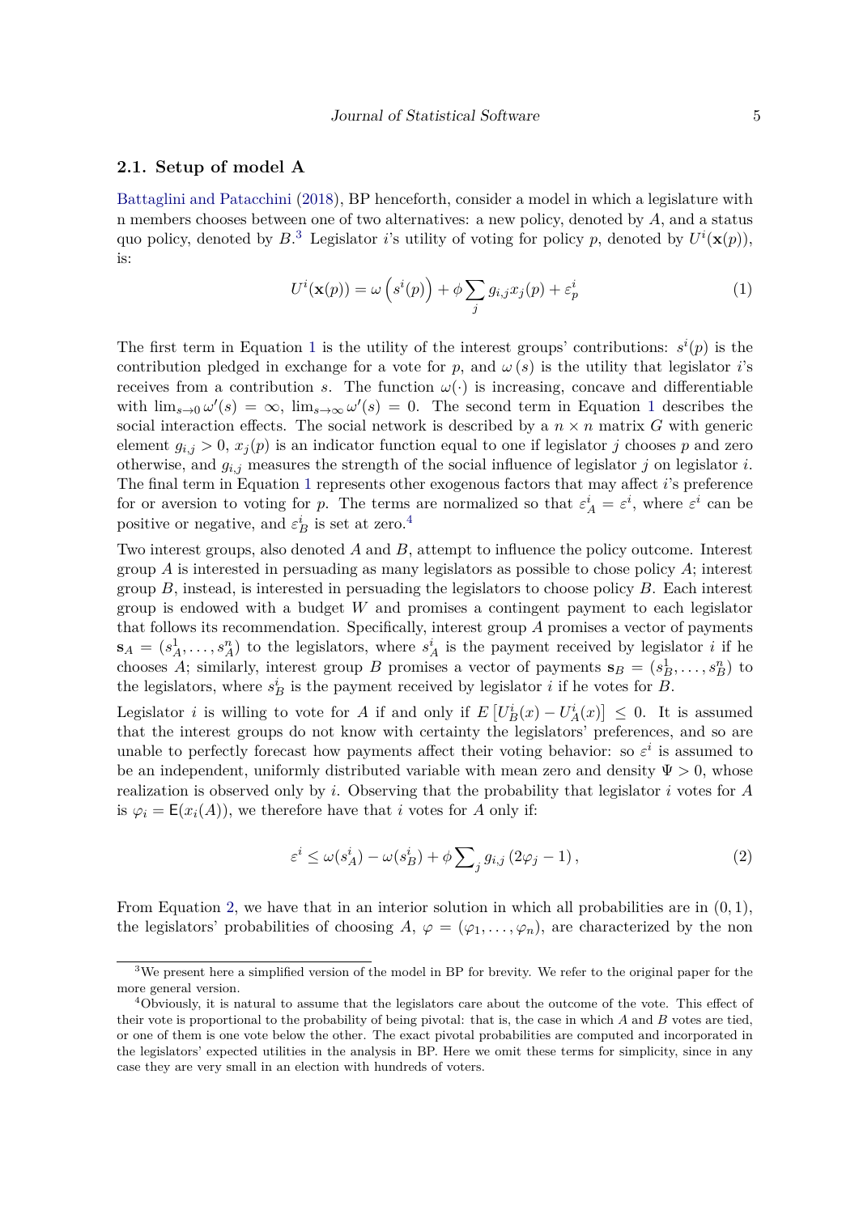## 2.1. Setup of model A

Battaglini and Patacchini (2018), BP henceforth, consider a model in which a legislature with n members chooses between one of two alternatives: a new policy, denoted by $A$, and a status quo policy, denoted by $B$.[3] Legislator $i$'s utility of voting for policy $p$, denoted by $U^i(\mathbf{x}(p))$, is:

$$U^i(\mathbf{x}(p)) = \omega\left(s^i(p)\right) + \phi \sum_j g_{i,j} x_j(p) + \varepsilon^i_p \tag{1}$$

The first term in Equation 1 is the utility of the interest groups' contributions: $s^i(p)$ is the contribution pledged in exchange for a vote for $p$, and $\omega(s)$ is the utility that legislator $i$'s receives from a contribution $s$. The function $\omega(\cdot)$ is increasing, concave and differentiable with $\lim_{s\to 0} \omega'(s) = \infty$, $\lim_{s\to\infty} \omega'(s) = 0$. The second term in Equation 1 describes the social interaction effects. The social network is described by a $n \times n$ matrix $G$ with generic element $g_{i,j} > 0$, $x_j(p)$ is an indicator function equal to one if legislator $j$ chooses $p$ and zero otherwise, and $g_{i,j}$ measures the strength of the social influence of legislator $j$ on legislator $i$. The final term in Equation 1 represents other exogenous factors that may affect $i$'s preference for or aversion to voting for $p$. The terms are normalized so that $\varepsilon^i_A = \varepsilon^i$, where $\varepsilon^i$ can be positive or negative, and $\varepsilon^i_B$ is set at zero.[4]

Two interest groups, also denoted $A$ and $B$, attempt to influence the policy outcome. Interest group $A$ is interested in persuading as many legislators as possible to chose policy $A$; interest group $B$, instead, is interested in persuading the legislators to choose policy $B$. Each interest group is endowed with a budget $W$ and promises a contingent payment to each legislator that follows its recommendation. Specifically, interest group $A$ promises a vector of payments $\mathbf{s}_A = (s^1_A, \ldots, s^n_A)$ to the legislators, where $s^i_A$ is the payment received by legislator $i$ if he chooses $A$; similarly, interest group $B$ promises a vector of payments $\mathbf{s}_B = (s^1_B, \ldots, s^n_B)$ to the legislators, where $s^i_B$ is the payment received by legislator $i$ if he votes for $B$.

Legislator $i$ is willing to vote for $A$ if and only if $E\left[U^i_B(x) - U^i_A(x)\right] \leq 0$. It is assumed that the interest groups do not know with certainty the legislators' preferences, and so are unable to perfectly forecast how payments affect their voting behavior: so $\varepsilon^i$ is assumed to be an independent, uniformly distributed variable with mean zero and density $\Psi > 0$, whose realization is observed only by $i$. Observing that the probability that legislator $i$ votes for $A$ is $\varphi_i = \mathsf{E}(x_i(A))$, we therefore have that $i$ votes for $A$ only if:

$$\varepsilon^i \leq \omega(s^i_A) - \omega(s^i_B) + \phi \sum\nolimits_j g_{i,j} \left(2\varphi_j - 1\right), \tag{2}$$

From Equation 2, we have that in an interior solution in which all probabilities are in $(0, 1)$, the legislators' probabilities of choosing $A$, $\varphi = (\varphi_1, \ldots, \varphi_n)$, are characterized by the non

---

[3] We present here a simplified version of the model in BP for brevity. We refer to the original paper for the more general version.

[4] Obviously, it is natural to assume that the legislators care about the outcome of the vote. This effect of their vote is proportional to the probability of being pivotal: that is, the case in which $A$ and $B$ votes are tied, or one of them is one vote below the other. The exact pivotal probabilities are computed and incorporated in the legislators' expected utilities in the analysis in BP. Here we omit these terms for simplicity, since in any case they are very small in an election with hundreds of voters.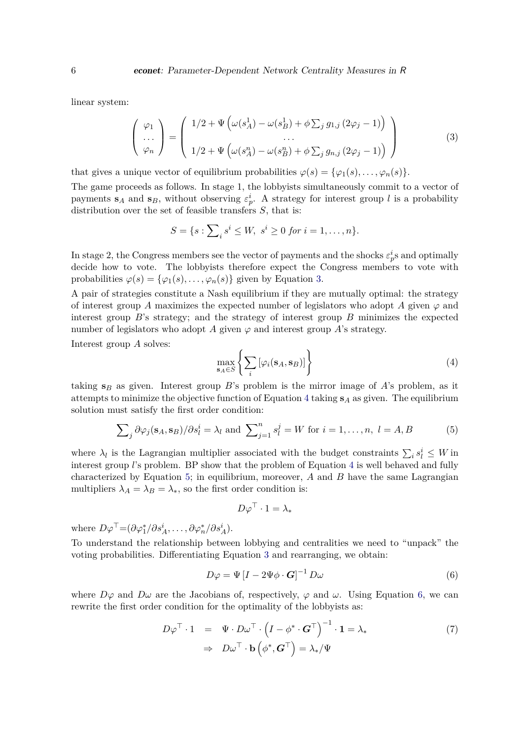linear system:

$$
\begin{pmatrix} \varphi_1 \\ \dots \\ \varphi_n \end{pmatrix} = \begin{pmatrix} 1/2 + \Psi\left(\omega(s_A^1) - \omega(s_B^1) + \phi \sum_j g_{1,j}\left(2\varphi_j - 1\right)\right) \\ \dots \\ 1/2 + \Psi\left(\omega(s_A^n) - \omega(s_B^n) + \phi \sum_j g_{n,j}\left(2\varphi_j - 1\right)\right) \end{pmatrix} \tag{3}
$$

that gives a unique vector of equilibrium probabilities $\varphi(s) = \{\varphi_1(s), \dots, \varphi_n(s)\}$.

The game proceeds as follows. In stage 1, the lobbyists simultaneously commit to a vector of payments $\mathbf{s}_A$ and $\mathbf{s}_B$, without observing $\varepsilon_p^i$. A strategy for interest group $l$ is a probability distribution over the set of feasible transfers $S$, that is:

$$
S = \{s : \sum_i s^i \leq W,\ s^i \geq 0 \ for\ i = 1, \dots, n\}.
$$

In stage 2, the Congress members see the vector of payments and the shocks $\varepsilon_p^i$s and optimally decide how to vote. The lobbyists therefore expect the Congress members to vote with probabilities $\varphi(s) = \{\varphi_1(s), \dots, \varphi_n(s)\}$ given by Equation 3.

A pair of strategies constitute a Nash equilibrium if they are mutually optimal: the strategy of interest group $A$ maximizes the expected number of legislators who adopt $A$ given $\varphi$ and interest group $B$'s strategy; and the strategy of interest group $B$ minimizes the expected number of legislators who adopt $A$ given $\varphi$ and interest group $A$'s strategy.

Interest group $A$ solves:

$$
\max_{\mathbf{s}_A \in S} \left\{ \sum_i \left[\varphi_i(\mathbf{s}_A, \mathbf{s}_B)\right] \right\} \tag{4}
$$

taking $\mathbf{s}_B$ as given. Interest group $B$'s problem is the mirror image of $A$'s problem, as it attempts to minimize the objective function of Equation 4 taking $\mathbf{s}_A$ as given. The equilibrium solution must satisfy the first order condition:

$$
\sum_j \partial\varphi_j(\mathbf{s}_A, \mathbf{s}_B)/\partial s_l^i = \lambda_l \text{ and } \sum_{j=1}^n s_l^j = W \text{ for } i = 1, \dots, n,\ l = A, B \tag{5}
$$

where $\lambda_l$ is the Lagrangian multiplier associated with the budget constraints $\sum_i s_l^i \leq W$ in interest group $l$'s problem. BP show that the problem of Equation 4 is well behaved and fully characterized by Equation 5; in equilibrium, moreover, $A$ and $B$ have the same Lagrangian multipliers $\lambda_A = \lambda_B = \lambda_*$, so the first order condition is:

$$
D\varphi^\top \cdot 1 = \lambda_*
$$

where $D\varphi^\top = (\partial\varphi_1^*/\partial s_A^i, \dots, \partial\varphi_n^*/\partial s_A^i)$.

To understand the relationship between lobbying and centralities we need to "unpack" the voting probabilities. Differentiating Equation 3 and rearranging, we obtain:

$$
D\varphi = \Psi \left[I - 2\Psi\phi \cdot \boldsymbol{G}\right]^{-1} D\omega \tag{6}
$$

where $D\varphi$ and $D\omega$ are the Jacobians of, respectively, $\varphi$ and $\omega$. Using Equation 6, we can rewrite the first order condition for the optimality of the lobbyists as:

$$
\begin{aligned}
D\varphi^\top \cdot 1 &= \Psi \cdot D\omega^\top \cdot \left(I - \phi^* \cdot \boldsymbol{G}^\top\right)^{-1} \cdot \mathbf{1} = \lambda_* \\
&\Rightarrow \ D\omega^\top \cdot \mathbf{b}\left(\phi^*, \boldsymbol{G}^\top\right) = \lambda_*/\Psi
\end{aligned} \tag{7}
$$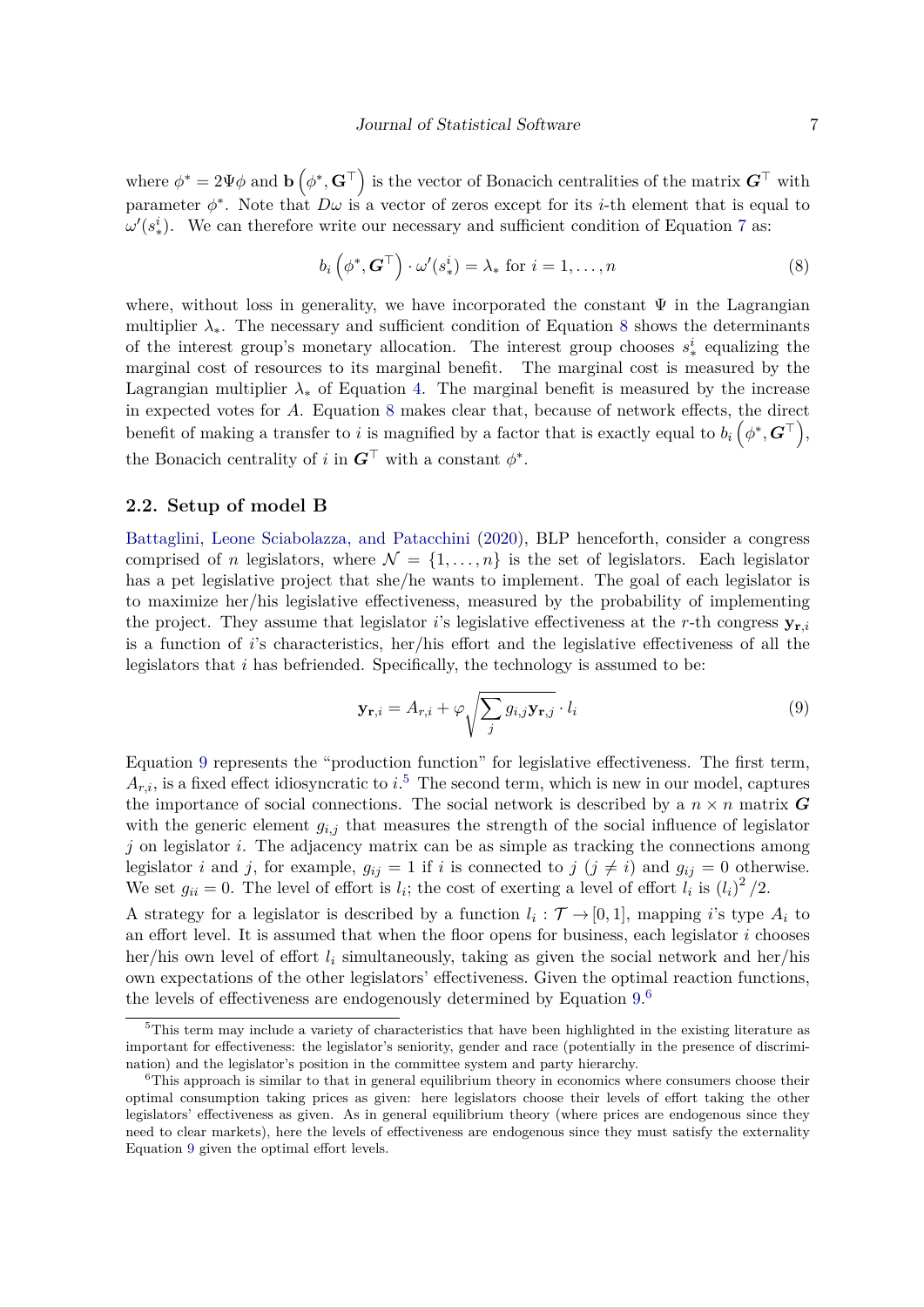where $\phi^* = 2\Psi\phi$ and $\mathbf{b}\left(\phi^*, \mathbf{G}^\top\right)$ is the vector of Bonacich centralities of the matrix $\boldsymbol{G}^\top$ with parameter $\phi^*$. Note that $D\omega$ is a vector of zeros except for its $i$-th element that is equal to $\omega'(s_*^i)$. We can therefore write our necessary and sufficient condition of Equation 7 as:

$$b_i\left(\phi^*, \boldsymbol{G}^\top\right) \cdot \omega'(s_*^i) = \lambda_* \text{ for } i = 1, \ldots, n \tag{8}$$

where, without loss in generality, we have incorporated the constant $\Psi$ in the Lagrangian multiplier $\lambda_*$. The necessary and sufficient condition of Equation 8 shows the determinants of the interest group's monetary allocation. The interest group chooses $s_*^i$ equalizing the marginal cost of resources to its marginal benefit. The marginal cost is measured by the Lagrangian multiplier $\lambda_*$ of Equation 4. The marginal benefit is measured by the increase in expected votes for $A$. Equation 8 makes clear that, because of network effects, the direct benefit of making a transfer to $i$ is magnified by a factor that is exactly equal to $b_i\left(\phi^*, \boldsymbol{G}^\top\right)$, the Bonacich centrality of $i$ in $\boldsymbol{G}^\top$ with a constant $\phi^*$.

### 2.2. Setup of model B

Battaglini, Leone Sciabolazza, and Patacchini (2020), BLP henceforth, consider a congress comprised of $n$ legislators, where $\mathcal{N} = \{1, \ldots, n\}$ is the set of legislators. Each legislator has a pet legislative project that she/he wants to implement. The goal of each legislator is to maximize her/his legislative effectiveness, measured by the probability of implementing the project. They assume that legislator $i$'s legislative effectiveness at the $r$-th congress $\mathbf{y}_{\mathbf{r},i}$ is a function of $i$'s characteristics, her/his effort and the legislative effectiveness of all the legislators that $i$ has befriended. Specifically, the technology is assumed to be:

$$\mathbf{y}_{\mathbf{r},i} = A_{r,i} + \varphi\sqrt{\sum_j g_{i,j}\mathbf{y}_{\mathbf{r},j}} \cdot l_i \tag{9}$$

Equation 9 represents the "production function" for legislative effectiveness. The first term, $A_{r,i}$, is a fixed effect idiosyncratic to $i$.[5] The second term, which is new in our model, captures the importance of social connections. The social network is described by a $n \times n$ matrix $\boldsymbol{G}$ with the generic element $g_{i,j}$ that measures the strength of the social influence of legislator $j$ on legislator $i$. The adjacency matrix can be as simple as tracking the connections among legislator $i$ and $j$, for example, $g_{ij} = 1$ if $i$ is connected to $j$ ($j \neq i$) and $g_{ij} = 0$ otherwise. We set $g_{ii} = 0$. The level of effort is $l_i$; the cost of exerting a level of effort $l_i$ is $(l_i)^2/2$.

A strategy for a legislator is described by a function $l_i : \mathcal{T} \to [0, 1]$, mapping $i$'s type $A_i$ to an effort level. It is assumed that when the floor opens for business, each legislator $i$ chooses her/his own level of effort $l_i$ simultaneously, taking as given the social network and her/his own expectations of the other legislators' effectiveness. Given the optimal reaction functions, the levels of effectiveness are endogenously determined by Equation 9.[6]

[5] This term may include a variety of characteristics that have been highlighted in the existing literature as important for effectiveness: the legislator's seniority, gender and race (potentially in the presence of discrimination) and the legislator's position in the committee system and party hierarchy.

[6] This approach is similar to that in general equilibrium theory in economics where consumers choose their optimal consumption taking prices as given: here legislators choose their levels of effort taking the other legislators' effectiveness as given. As in general equilibrium theory (where prices are endogenous since they need to clear markets), here the levels of effectiveness are endogenous since they must satisfy the externality Equation 9 given the optimal effort levels.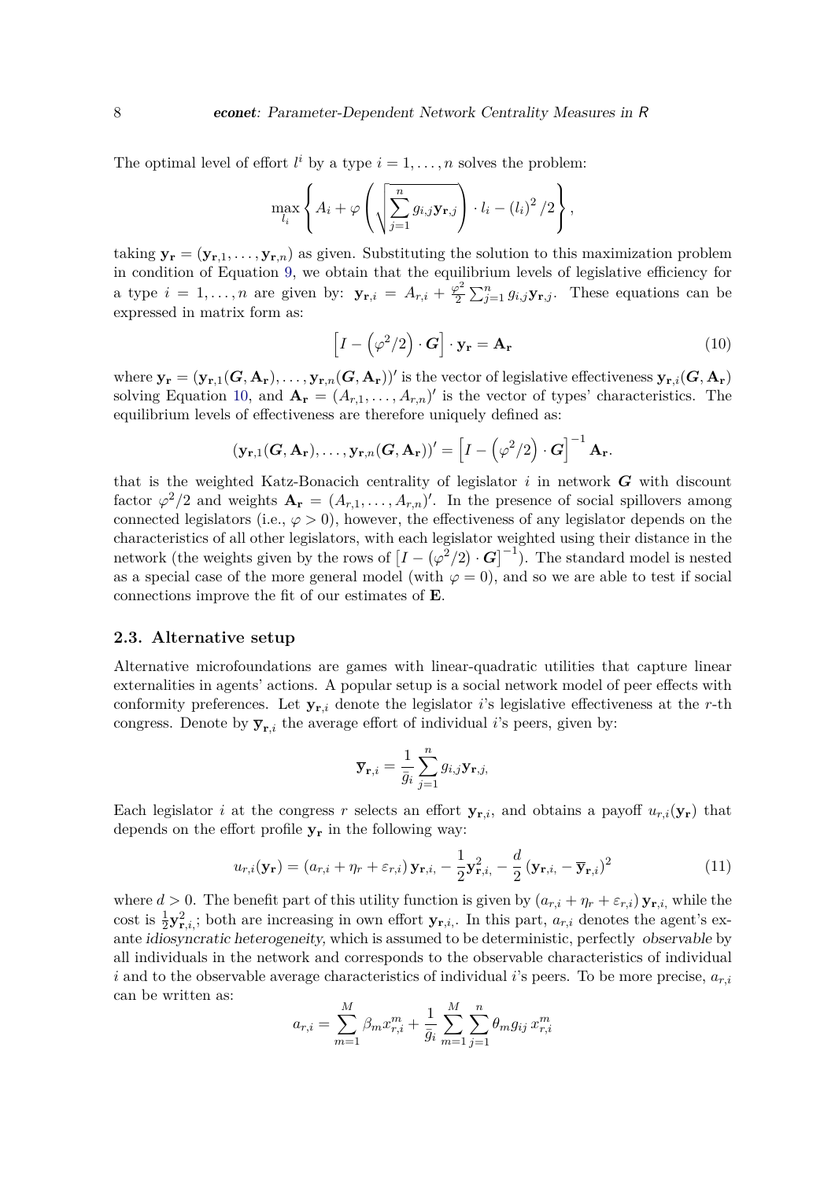The optimal level of effort $l^i$ by a type $i = 1, \ldots, n$ solves the problem:

$$\max_{l_i} \left\{ A_i + \varphi \left( \sqrt{\sum_{j=1}^{n} g_{i,j} \mathbf{y}_{\mathbf{r},j}} \right) \cdot l_i - (l_i)^2 / 2 \right\},$$

taking $\mathbf{y_r} = (\mathbf{y}_{\mathbf{r},1}, \ldots, \mathbf{y}_{\mathbf{r},n})$ as given. Substituting the solution to this maximization problem in condition of Equation 9, we obtain that the equilibrium levels of legislative efficiency for a type $i = 1, \ldots, n$ are given by: $\mathbf{y}_{\mathbf{r},i} = A_{r,i} + \frac{\varphi^2}{2} \sum_{j=1}^{n} g_{i,j} \mathbf{y}_{\mathbf{r},j}$. These equations can be expressed in matrix form as:

$$\left[ I - \left( \varphi^2 / 2 \right) \cdot \boldsymbol{G} \right] \cdot \mathbf{y_r} = \mathbf{A_r} \tag{10}$$

where $\mathbf{y_r} = (\mathbf{y}_{\mathbf{r},1}(\boldsymbol{G}, \mathbf{A_r}), \ldots, \mathbf{y}_{\mathbf{r},n}(\boldsymbol{G}, \mathbf{A_r}))'$ is the vector of legislative effectiveness $\mathbf{y}_{\mathbf{r},i}(\boldsymbol{G}, \mathbf{A_r})$ solving Equation 10, and $\mathbf{A_r} = (A_{r,1}, \ldots, A_{r,n})'$ is the vector of types' characteristics. The equilibrium levels of effectiveness are therefore uniquely defined as:

$$(\mathbf{y}_{\mathbf{r},1}(\boldsymbol{G}, \mathbf{A_r}), \ldots, \mathbf{y}_{\mathbf{r},n}(\boldsymbol{G}, \mathbf{A_r}))' = \left[ I - \left( \varphi^2 / 2 \right) \cdot \boldsymbol{G} \right]^{-1} \mathbf{A_r}.$$

that is the weighted Katz-Bonacich centrality of legislator $i$ in network $\boldsymbol{G}$ with discount factor $\varphi^2/2$ and weights $\mathbf{A_r} = (A_{r,1}, \ldots, A_{r,n})'$. In the presence of social spillovers among connected legislators (i.e., $\varphi > 0$), however, the effectiveness of any legislator depends on the characteristics of all other legislators, with each legislator weighted using their distance in the network (the weights given by the rows of $\left[ I - (\varphi^2/2) \cdot \boldsymbol{G} \right]^{-1}$). The standard model is nested as a special case of the more general model (with $\varphi = 0$), and so we are able to test if social connections improve the fit of our estimates of $\mathbf{E}$.

### 2.3. Alternative setup

Alternative microfoundations are games with linear-quadratic utilities that capture linear externalities in agents' actions. A popular setup is a social network model of peer effects with conformity preferences. Let $\mathbf{y}_{\mathbf{r},i}$ denote the legislator $i$'s legislative effectiveness at the $r$-th congress. Denote by $\overline{\mathbf{y}}_{\mathbf{r},i}$ the average effort of individual $i$'s peers, given by:

$$\overline{\mathbf{y}}_{\mathbf{r},i} = \frac{1}{\bar{g}_i} \sum_{j=1}^{n} g_{i,j} \mathbf{y}_{\mathbf{r},j},$$

Each legislator $i$ at the congress $r$ selects an effort $\mathbf{y}_{\mathbf{r},i}$, and obtains a payoff $u_{r,i}(\mathbf{y_r})$ that depends on the effort profile $\mathbf{y_r}$ in the following way:

$$u_{r,i}(\mathbf{y_r}) = (a_{r,i} + \eta_r + \varepsilon_{r,i}) \, \mathbf{y}_{\mathbf{r},i,} - \frac{1}{2} \mathbf{y}^2_{\mathbf{r},i,} - \frac{d}{2} \left( \mathbf{y}_{\mathbf{r},i,} - \overline{\mathbf{y}}_{\mathbf{r},i} \right)^2 \tag{11}$$

where $d > 0$. The benefit part of this utility function is given by $(a_{r,i} + \eta_r + \varepsilon_{r,i}) \, \mathbf{y}_{\mathbf{r},i,}$ while the cost is $\frac{1}{2} \mathbf{y}^2_{\mathbf{r},i,}$; both are increasing in own effort $\mathbf{y}_{\mathbf{r},i,}$. In this part, $a_{r,i}$ denotes the agent's ex-ante *idiosyncratic heterogeneity*, which is assumed to be deterministic, perfectly *observable* by all individuals in the network and corresponds to the observable characteristics of individual $i$ and to the observable average characteristics of individual $i$'s peers. To be more precise, $a_{r,i}$ can be written as:

$$a_{r,i} = \sum_{m=1}^{M} \beta_m x^m_{r,i} + \frac{1}{\bar{g}_i} \sum_{m=1}^{M} \sum_{j=1}^{n} \theta_m g_{ij} \, x^m_{r,i}$$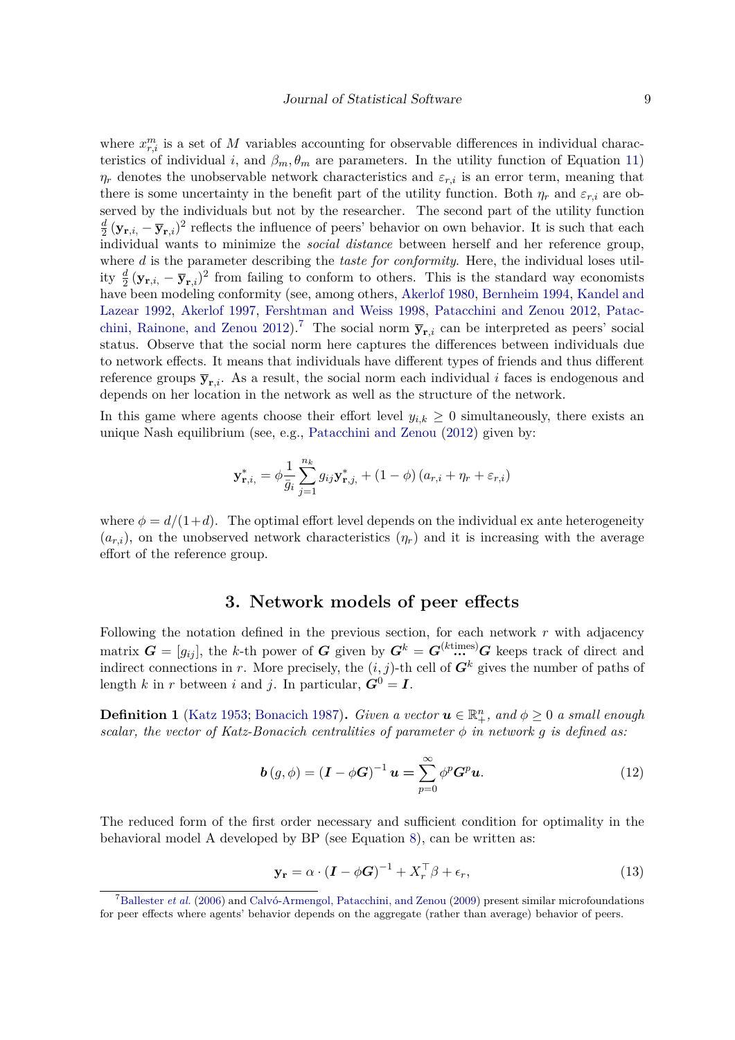where $x_{r,i}^m$ is a set of $M$ variables accounting for observable differences in individual characteristics of individual $i$, and $\beta_m, \theta_m$ are parameters. In the utility function of Equation 11) $\eta_r$ denotes the unobservable network characteristics and $\varepsilon_{r,i}$ is an error term, meaning that there is some uncertainty in the benefit part of the utility function. Both $\eta_r$ and $\varepsilon_{r,i}$ are observed by the individuals but not by the researcher. The second part of the utility function $\frac{d}{2}\left(\mathbf{y}_{\mathbf{r},i,} - \overline{\mathbf{y}}_{\mathbf{r},i}\right)^2$ reflects the influence of peers' behavior on own behavior. It is such that each individual wants to minimize the *social distance* between herself and her reference group, where $d$ is the parameter describing the *taste for conformity*. Here, the individual loses utility $\frac{d}{2}\left(\mathbf{y}_{\mathbf{r},i,} - \overline{\mathbf{y}}_{\mathbf{r},i}\right)^2$ from failing to conform to others. This is the standard way economists have been modeling conformity (see, among others, Akerlof 1980, Bernheim 1994, Kandel and Lazear 1992, Akerlof 1997, Fershtman and Weiss 1998, Patacchini and Zenou 2012, Patacchini, Rainone, and Zenou 2012).[7] The social norm $\overline{\mathbf{y}}_{\mathbf{r},i}$ can be interpreted as peers' social status. Observe that the social norm here captures the differences between individuals due to network effects. It means that individuals have different types of friends and thus different reference groups $\overline{\mathbf{y}}_{\mathbf{r},i}$. As a result, the social norm each individual $i$ faces is endogenous and depends on her location in the network as well as the structure of the network.

In this game where agents choose their effort level $y_{i,k} \geq 0$ simultaneously, there exists an unique Nash equilibrium (see, e.g., Patacchini and Zenou (2012) given by:

$$\mathbf{y}^*_{\mathbf{r},i,} = \phi \frac{1}{\bar{g}_i} \sum_{j=1}^{n_k} g_{ij} \mathbf{y}^*_{\mathbf{r},j,} + (1-\phi)\left(a_{r,i} + \eta_r + \varepsilon_{r,i}\right)$$

where $\phi = d/(1+d)$. The optimal effort level depends on the individual ex ante heterogeneity $(a_{r,i})$, on the unobserved network characteristics $(\eta_r)$ and it is increasing with the average effort of the reference group.

# 3. Network models of peer effects

Following the notation defined in the previous section, for each network $r$ with adjacency matrix $\boldsymbol{G} = [g_{ij}]$, the $k$-th power of $\boldsymbol{G}$ given by $\boldsymbol{G}^k = \boldsymbol{G}^{(k\text{times})}_{\ldots}\boldsymbol{G}$ keeps track of direct and indirect connections in $r$. More precisely, the $(i,j)$-th cell of $\boldsymbol{G}^k$ gives the number of paths of length $k$ in $r$ between $i$ and $j$. In particular, $\boldsymbol{G}^0 = \boldsymbol{I}$.

**Definition 1** (Katz 1953; Bonacich 1987)**.** *Given a vector $\boldsymbol{u} \in \mathbb{R}^n_+$, and $\phi \geq 0$ a small enough scalar, the vector of Katz-Bonacich centralities of parameter $\phi$ in network $g$ is defined as:*

$$\boldsymbol{b}(g,\phi) = \left(\boldsymbol{I} - \phi\boldsymbol{G}\right)^{-1}\boldsymbol{u} = \sum_{p=0}^{\infty} \phi^p \boldsymbol{G}^p \boldsymbol{u}. \tag{12}$$

The reduced form of the first order necessary and sufficient condition for optimality in the behavioral model A developed by BP (see Equation 8), can be written as:

$$\mathbf{y}_\mathbf{r} = \alpha \cdot \left(\boldsymbol{I} - \phi\boldsymbol{G}\right)^{-1} + X_r^\top \beta + \epsilon_r, \tag{13}$$

[7] Ballester *et al.* (2006) and Calvó-Armengol, Patacchini, and Zenou (2009) present similar microfoundations for peer effects where agents' behavior depends on the aggregate (rather than average) behavior of peers.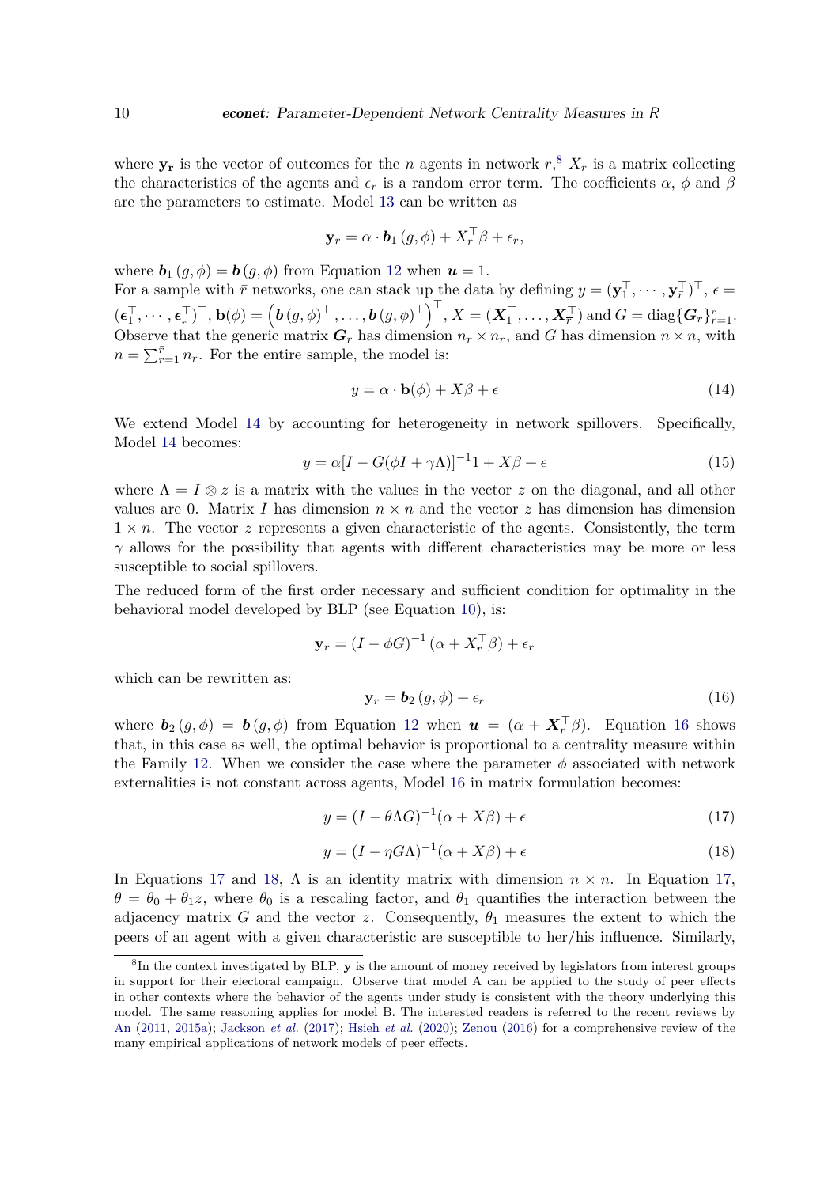where $\mathbf{y_r}$ is the vector of outcomes for the $n$ agents in network $r$,[8] $X_r$ is a matrix collecting the characteristics of the agents and $\epsilon_r$ is a random error term. The coefficients $\alpha$, $\phi$ and $\beta$ are the parameters to estimate. Model 13 can be written as

$$\mathbf{y}_r = \alpha \cdot \boldsymbol{b}_1 (g, \phi) + X_r^\top \beta + \epsilon_r,$$

where $\boldsymbol{b}_1 (g, \phi) = \boldsymbol{b} (g, \phi)$ from Equation 12 when $\boldsymbol{u} = 1$.
For a sample with $\bar{r}$ networks, one can stack up the data by defining $y = (\mathbf{y}_1^\top, \cdots, \mathbf{y}_{\bar{r}}^\top)^\top$, $\epsilon = (\boldsymbol{\epsilon}_1^\top, \cdots, \boldsymbol{\epsilon}_{\bar{r}}^\top)^\top$, $\mathbf{b}(\phi) = \left(\boldsymbol{b} (g, \phi)^\top, \ldots, \boldsymbol{b} (g, \phi)^\top\right)^\top$, $X = (\boldsymbol{X}_1^\top, \ldots, \boldsymbol{X}_{\bar{r}}^\top)$ and $G = \mathrm{diag}\{\boldsymbol{G}_r\}_{r=1}^{\bar{r}}$. Observe that the generic matrix $\boldsymbol{G}_r$ has dimension $n_r \times n_r$, and $G$ has dimension $n \times n$, with $n = \sum_{r=1}^{\bar{r}} n_r$. For the entire sample, the model is:

$$y = \alpha \cdot \mathbf{b}(\phi) + X\beta + \epsilon \tag{14}$$

We extend Model 14 by accounting for heterogeneity in network spillovers. Specifically, Model 14 becomes:

$$y = \alpha[I - G(\phi I + \gamma\Lambda)]^{-1} 1 + X\beta + \epsilon \tag{15}$$

where $\Lambda = I \otimes z$ is a matrix with the values in the vector $z$ on the diagonal, and all other values are 0. Matrix $I$ has dimension $n \times n$ and the vector $z$ has dimension has dimension $1 \times n$. The vector $z$ represents a given characteristic of the agents. Consistently, the term $\gamma$ allows for the possibility that agents with different characteristics may be more or less susceptible to social spillovers.

The reduced form of the first order necessary and sufficient condition for optimality in the behavioral model developed by BLP (see Equation 10), is:

$$\mathbf{y}_r = (I - \phi G)^{-1} (\alpha + X_r^\top \beta) + \epsilon_r$$

which can be rewritten as:

$$\mathbf{y}_r = \boldsymbol{b}_2 (g, \phi) + \epsilon_r \tag{16}$$

where $\boldsymbol{b}_2 (g, \phi) = \boldsymbol{b} (g, \phi)$ from Equation 12 when $\boldsymbol{u} = (\alpha + \boldsymbol{X}_r^\top \beta)$. Equation 16 shows that, in this case as well, the optimal behavior is proportional to a centrality measure within the Family 12. When we consider the case where the parameter $\phi$ associated with network externalities is not constant across agents, Model 16 in matrix formulation becomes:

$$y = (I - \theta\Lambda G)^{-1}(\alpha + X\beta) + \epsilon \tag{17}$$

$$y = (I - \eta G\Lambda)^{-1}(\alpha + X\beta) + \epsilon \tag{18}$$

In Equations 17 and 18, $\Lambda$ is an identity matrix with dimension $n \times n$. In Equation 17, $\theta = \theta_0 + \theta_1 z$, where $\theta_0$ is a rescaling factor, and $\theta_1$ quantifies the interaction between the adjacency matrix $G$ and the vector $z$. Consequently, $\theta_1$ measures the extent to which the peers of an agent with a given characteristic are susceptible to her/his influence. Similarly,

[8] In the context investigated by BLP, $\mathbf{y}$ is the amount of money received by legislators from interest groups in support for their electoral campaign. Observe that model A can be applied to the study of peer effects in other contexts where the behavior of the agents under study is consistent with the theory underlying this model. The same reasoning applies for model B. The interested readers is referred to the recent reviews by An (2011, 2015a); Jackson *et al.* (2017); Hsieh *et al.* (2020); Zenou (2016) for a comprehensive review of the many empirical applications of network models of peer effects.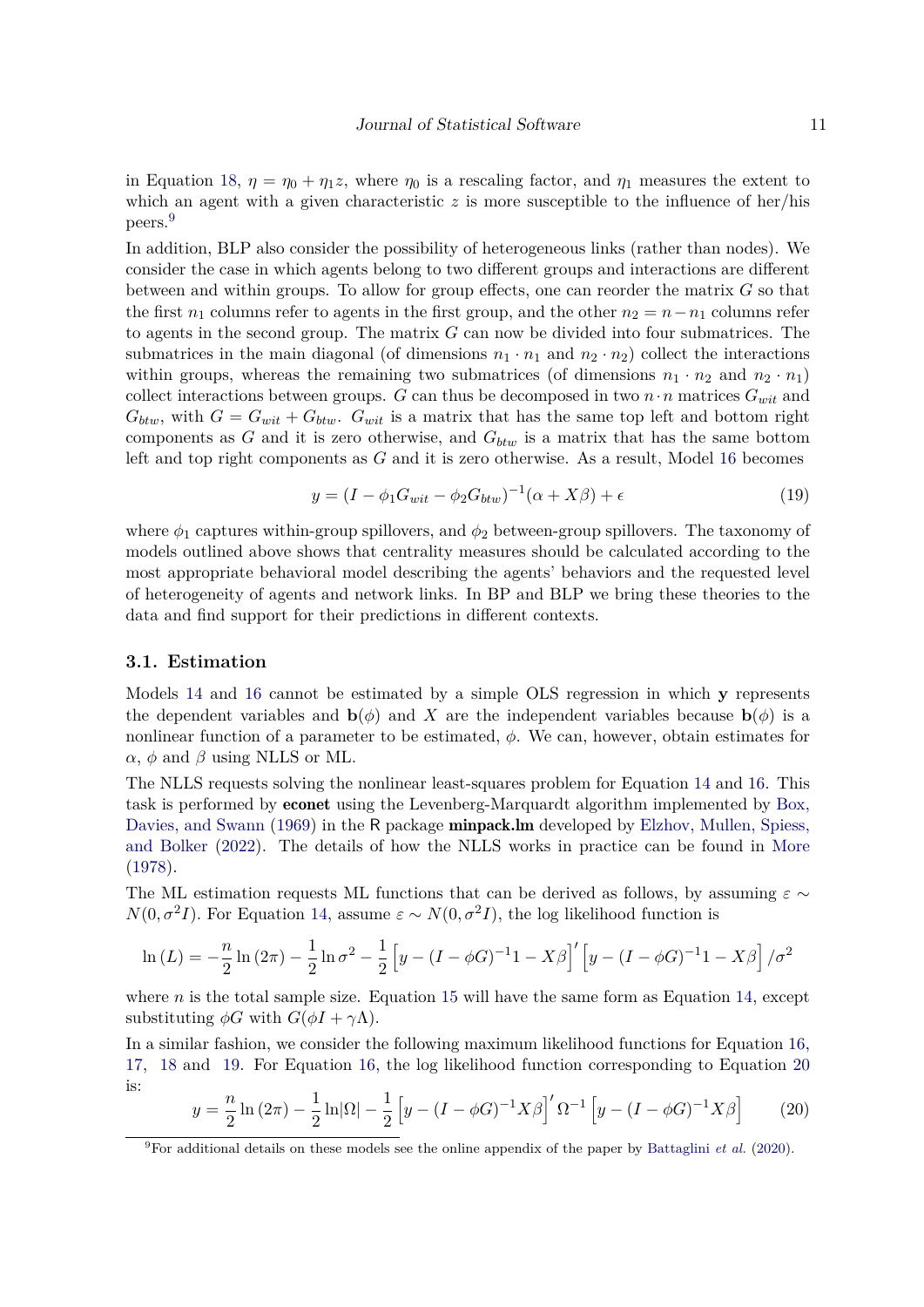in Equation 18, $\eta = \eta_0 + \eta_1 z$, where $\eta_0$ is a rescaling factor, and $\eta_1$ measures the extent to which an agent with a given characteristic $z$ is more susceptible to the influence of her/his peers.[9]

In addition, BLP also consider the possibility of heterogeneous links (rather than nodes). We consider the case in which agents belong to two different groups and interactions are different between and within groups. To allow for group effects, one can reorder the matrix $G$ so that the first $n_1$ columns refer to agents in the first group, and the other $n_2 = n - n_1$ columns refer to agents in the second group. The matrix $G$ can now be divided into four submatrices. The submatrices in the main diagonal (of dimensions $n_1 \cdot n_1$ and $n_2 \cdot n_2$) collect the interactions within groups, whereas the remaining two submatrices (of dimensions $n_1 \cdot n_2$ and $n_2 \cdot n_1$) collect interactions between groups. $G$ can thus be decomposed in two $n \cdot n$ matrices $G_{wit}$ and $G_{btw}$, with $G = G_{wit} + G_{btw}$. $G_{wit}$ is a matrix that has the same top left and bottom right components as $G$ and it is zero otherwise, and $G_{btw}$ is a matrix that has the same bottom left and top right components as $G$ and it is zero otherwise. As a result, Model 16 becomes

$$y = (I - \phi_1 G_{wit} - \phi_2 G_{btw})^{-1}(\alpha + X\beta) + \epsilon \tag{19}$$

where $\phi_1$ captures within-group spillovers, and $\phi_2$ between-group spillovers. The taxonomy of models outlined above shows that centrality measures should be calculated according to the most appropriate behavioral model describing the agents' behaviors and the requested level of heterogeneity of agents and network links. In BP and BLP we bring these theories to the data and find support for their predictions in different contexts.

### 3.1. Estimation

Models 14 and 16 cannot be estimated by a simple OLS regression in which $\mathbf{y}$ represents the dependent variables and $\mathbf{b}(\phi)$ and $X$ are the independent variables because $\mathbf{b}(\phi)$ is a nonlinear function of a parameter to be estimated, $\phi$. We can, however, obtain estimates for $\alpha$, $\phi$ and $\beta$ using NLLS or ML.

The NLLS requests solving the nonlinear least-squares problem for Equation 14 and 16. This task is performed by **econet** using the Levenberg-Marquardt algorithm implemented by Box, Davies, and Swann (1969) in the R package **minpack.lm** developed by Elzhov, Mullen, Spiess, and Bolker (2022). The details of how the NLLS works in practice can be found in More (1978).

The ML estimation requests ML functions that can be derived as follows, by assuming $\varepsilon \sim N(0, \sigma^2 I)$. For Equation 14, assume $\varepsilon \sim N(0, \sigma^2 I)$, the log likelihood function is

$$\ln(L) = -\frac{n}{2}\ln(2\pi) - \frac{1}{2}\ln\sigma^2 - \frac{1}{2}\left[y - (I - \phi G)^{-1}1 - X\beta\right]'\left[y - (I - \phi G)^{-1}1 - X\beta\right]/\sigma^2$$

where $n$ is the total sample size. Equation 15 will have the same form as Equation 14, except substituting $\phi G$ with $G(\phi I + \gamma \Lambda)$.

In a similar fashion, we consider the following maximum likelihood functions for Equation 16, 17, 18 and 19. For Equation 16, the log likelihood function corresponding to Equation 20 is:

$$y = \frac{n}{2}\ln(2\pi) - \frac{1}{2}\ln|\Omega| - \frac{1}{2}\left[y - (I - \phi G)^{-1}X\beta\right]'\Omega^{-1}\left[y - (I - \phi G)^{-1}X\beta\right] \tag{20}$$

[9] For additional details on these models see the online appendix of the paper by Battaglini *et al.* (2020).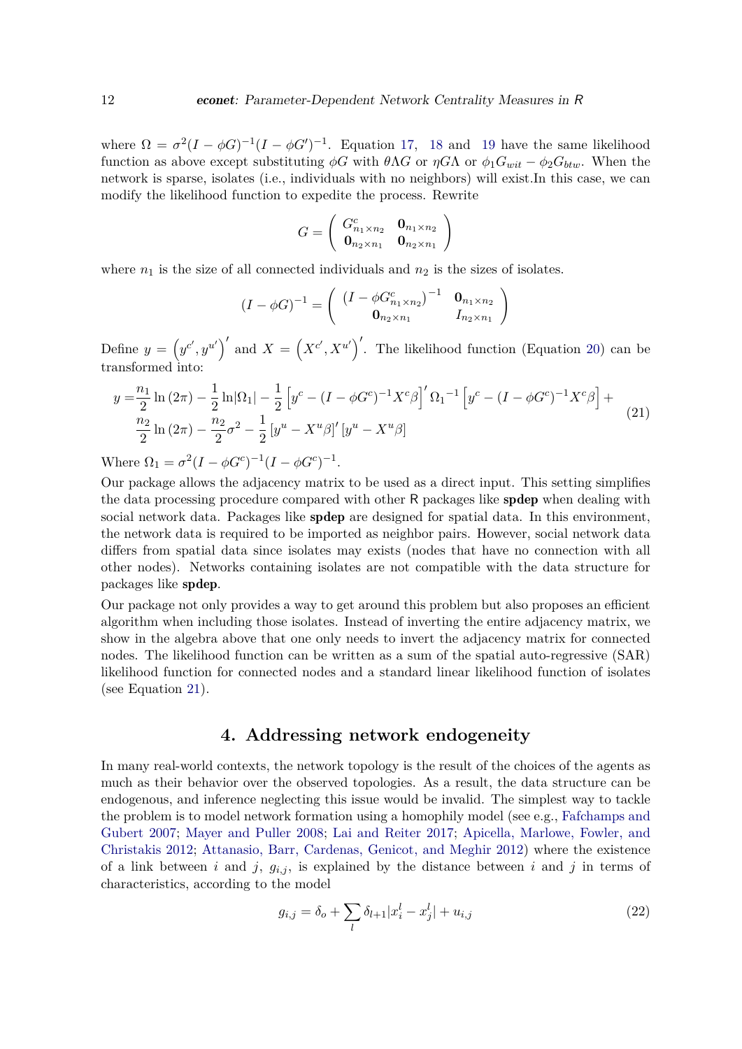where $\Omega = \sigma^2(I - \phi G)^{-1}(I - \phi G')^{-1}$. Equation 17, 18 and 19 have the same likelihood function as above except substituting $\phi G$ with $\theta \Lambda G$ or $\eta G \Lambda$ or $\phi_1 G_{wit} - \phi_2 G_{btw}$. When the network is sparse, isolates (i.e., individuals with no neighbors) will exist.In this case, we can modify the likelihood function to expedite the process. Rewrite

$$G = \begin{pmatrix} G^c_{n_1 \times n_2} & \mathbf{0}_{n_1 \times n_2} \\ \mathbf{0}_{n_2 \times n_1} & \mathbf{0}_{n_2 \times n_1} \end{pmatrix}$$

where $n_1$ is the size of all connected individuals and $n_2$ is the sizes of isolates.

$$(I - \phi G)^{-1} = \begin{pmatrix} (I - \phi G^c_{n_1 \times n_2})^{-1} & \mathbf{0}_{n_1 \times n_2} \\ \mathbf{0}_{n_2 \times n_1} & I_{n_2 \times n_1} \end{pmatrix}$$

Define $y = \left(y^{c'}, y^{u'}\right)'$ and $X = \left(X^{c'}, X^{u'}\right)'$. The likelihood function (Equation 20) can be transformed into:

$$\begin{aligned} y =& \frac{n_1}{2}\ln(2\pi) - \frac{1}{2}\ln|\Omega_1| - \frac{1}{2}\left[y^c - (I - \phi G^c)^{-1}X^c\beta\right]' \Omega_1{}^{-1}\left[y^c - (I - \phi G^c)^{-1}X^c\beta\right] + \\ & \frac{n_2}{2}\ln(2\pi) - \frac{n_2}{2}\sigma^2 - \frac{1}{2}\left[y^u - X^u\beta\right]'\left[y^u - X^u\beta\right] \end{aligned} \tag{21}$$

Where $\Omega_1 = \sigma^2(I - \phi G^c)^{-1}(I - \phi G^c)^{-1}$.

Our package allows the adjacency matrix to be used as a direct input. This setting simplifies the data processing procedure compared with other R packages like **spdep** when dealing with social network data. Packages like **spdep** are designed for spatial data. In this environment, the network data is required to be imported as neighbor pairs. However, social network data differs from spatial data since isolates may exists (nodes that have no connection with all other nodes). Networks containing isolates are not compatible with the data structure for packages like **spdep**.

Our package not only provides a way to get around this problem but also proposes an efficient algorithm when including those isolates. Instead of inverting the entire adjacency matrix, we show in the algebra above that one only needs to invert the adjacency matrix for connected nodes. The likelihood function can be written as a sum of the spatial auto-regressive (SAR) likelihood function for connected nodes and a standard linear likelihood function of isolates (see Equation 21).

## 4. Addressing network endogeneity

In many real-world contexts, the network topology is the result of the choices of the agents as much as their behavior over the observed topologies. As a result, the data structure can be endogenous, and inference neglecting this issue would be invalid. The simplest way to tackle the problem is to model network formation using a homophily model (see e.g., Fafchamps and Gubert 2007; Mayer and Puller 2008; Lai and Reiter 2017; Apicella, Marlowe, Fowler, and Christakis 2012; Attanasio, Barr, Cardenas, Genicot, and Meghir 2012) where the existence of a link between $i$ and $j$, $g_{i,j}$, is explained by the distance between $i$ and $j$ in terms of characteristics, according to the model

$$g_{i,j} = \delta_o + \sum_l \delta_{l+1}|x_i^l - x_j^l| + u_{i,j} \tag{22}$$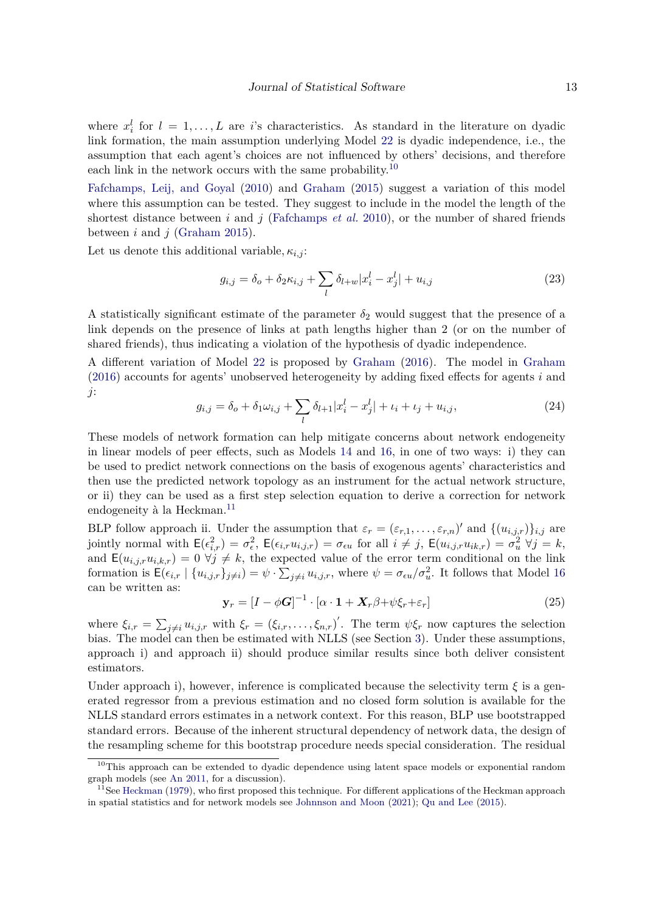where $x_i^l$ for $l = 1, \ldots, L$ are $i$'s characteristics. As standard in the literature on dyadic link formation, the main assumption underlying Model 22 is dyadic independence, i.e., the assumption that each agent's choices are not influenced by others' decisions, and therefore each link in the network occurs with the same probability.[10]

Fafchamps, Leij, and Goyal (2010) and Graham (2015) suggest a variation of this model where this assumption can be tested. They suggest to include in the model the length of the shortest distance between $i$ and $j$ (Fafchamps *et al.* 2010), or the number of shared friends between $i$ and $j$ (Graham 2015).

Let us denote this additional variable, $\kappa_{i,j}$:

$$g_{i,j} = \delta_o + \delta_2 \kappa_{i,j} + \sum_l \delta_{l+w} |x_i^l - x_j^l| + u_{i,j} \tag{23}$$

A statistically significant estimate of the parameter $\delta_2$ would suggest that the presence of a link depends on the presence of links at path lengths higher than 2 (or on the number of shared friends), thus indicating a violation of the hypothesis of dyadic independence.

A different variation of Model 22 is proposed by Graham (2016). The model in Graham (2016) accounts for agents' unobserved heterogeneity by adding fixed effects for agents $i$ and $j$:

$$g_{i,j} = \delta_o + \delta_1 \omega_{i,j} + \sum_l \delta_{l+1} |x_i^l - x_j^l| + \iota_i + \iota_j + u_{i,j}, \tag{24}$$

These models of network formation can help mitigate concerns about network endogeneity in linear models of peer effects, such as Models 14 and 16, in one of two ways: i) they can be used to predict network connections on the basis of exogenous agents' characteristics and then use the predicted network topology as an instrument for the actual network structure, or ii) they can be used as a first step selection equation to derive a correction for network endogeneity à la Heckman.[11]

BLP follow approach ii. Under the assumption that $\varepsilon_r = (\varepsilon_{r,1}, \ldots, \varepsilon_{r,n})'$ and $\{(u_{i,j,r})\}_{i,j}$ are jointly normal with $\mathsf{E}(\epsilon_{i,r}^2) = \sigma_\epsilon^2$, $\mathsf{E}(\epsilon_{i,r} u_{i,j,r}) = \sigma_{\epsilon u}$ for all $i \neq j$, $\mathsf{E}(u_{i,j,r} u_{ik,r}) = \sigma_u^2 \ \forall j = k$, and $\mathsf{E}(u_{i,j,r} u_{i,k,r}) = 0 \ \forall j \neq k$, the expected value of the error term conditional on the link formation is $\mathsf{E}(\epsilon_{i,r} \mid \{u_{i,j,r}\}_{j \neq i}) = \psi \cdot \sum_{j \neq i} u_{i,j,r}$, where $\psi = \sigma_{\epsilon u} / \sigma_u^2$. It follows that Model 16 can be written as:

$$\mathbf{y}_r = [I - \phi \boldsymbol{G}]^{-1} \cdot [\alpha \cdot \mathbf{1} + \boldsymbol{X}_r \beta + \psi \xi_r + \varepsilon_r] \tag{25}$$

where $\xi_{i,r} = \sum_{j \neq i} u_{i,j,r}$ with $\xi_r = (\xi_{i,r}, \ldots, \xi_{n,r})'$. The term $\psi \xi_r$ now captures the selection bias. The model can then be estimated with NLLS (see Section 3). Under these assumptions, approach i) and approach ii) should produce similar results since both deliver consistent estimators.

Under approach i), however, inference is complicated because the selectivity term $\xi$ is a generated regressor from a previous estimation and no closed form solution is available for the NLLS standard errors estimates in a network context. For this reason, BLP use bootstrapped standard errors. Because of the inherent structural dependency of network data, the design of the resampling scheme for this bootstrap procedure needs special consideration. The residual

[10] This approach can be extended to dyadic dependence using latent space models or exponential random graph models (see An 2011, for a discussion).

[11] See Heckman (1979), who first proposed this technique. For different applications of the Heckman approach in spatial statistics and for network models see Johnsson and Moon (2021); Qu and Lee (2015).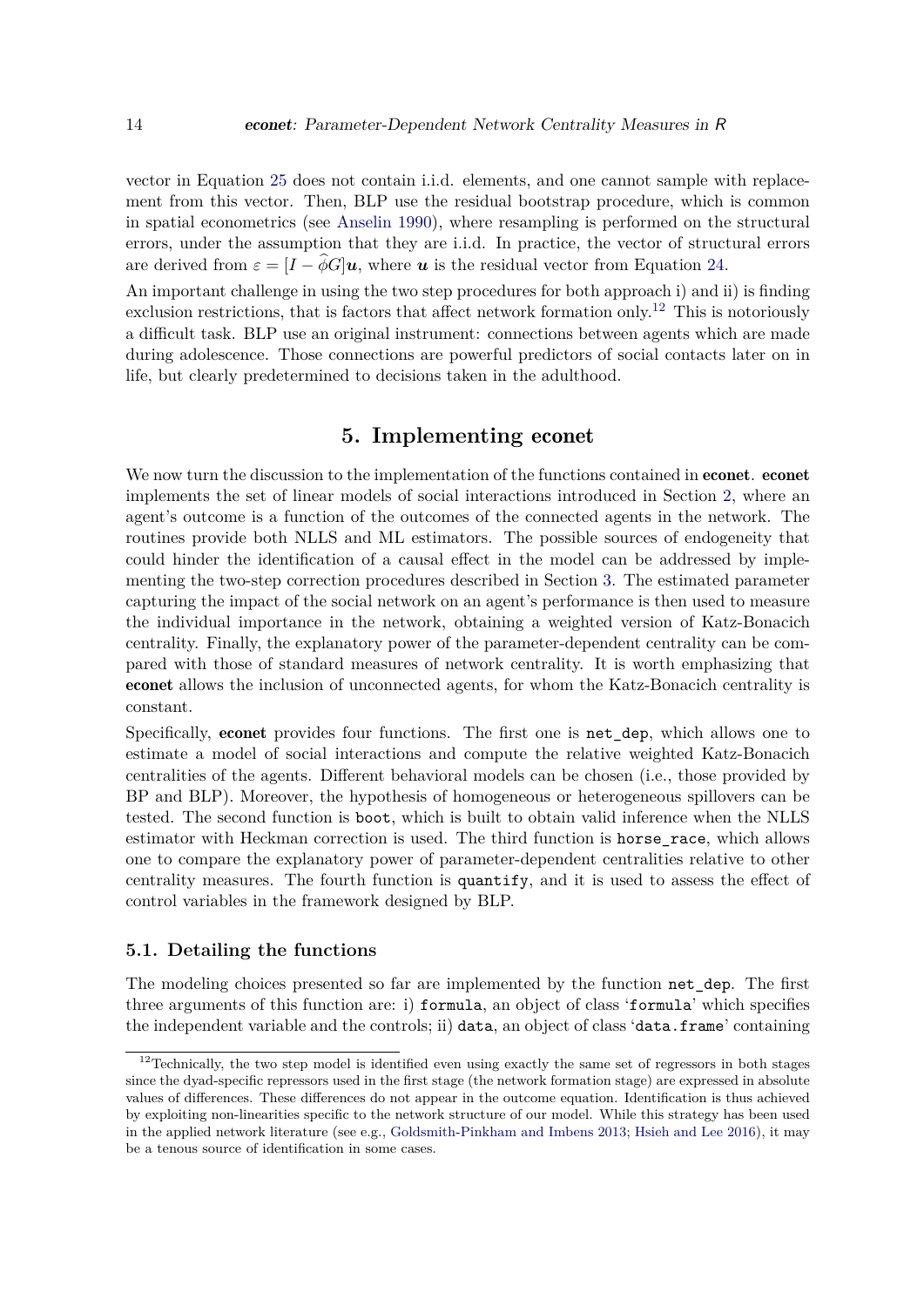vector in Equation 25 does not contain i.i.d. elements, and one cannot sample with replacement from this vector. Then, BLP use the residual bootstrap procedure, which is common in spatial econometrics (see Anselin 1990), where resampling is performed on the structural errors, under the assumption that they are i.i.d. In practice, the vector of structural errors are derived from $\varepsilon = [I - \widehat{\phi}G]\boldsymbol{u}$, where $\boldsymbol{u}$ is the residual vector from Equation 24.

An important challenge in using the two step procedures for both approach i) and ii) is finding exclusion restrictions, that is factors that affect network formation only.[12] This is notoriously a difficult task. BLP use an original instrument: connections between agents which are made during adolescence. Those connections are powerful predictors of social contacts later on in life, but clearly predetermined to decisions taken in the adulthood.

# 5. Implementing econet

We now turn the discussion to the implementation of the functions contained in **econet**. **econet** implements the set of linear models of social interactions introduced in Section 2, where an agent's outcome is a function of the outcomes of the connected agents in the network. The routines provide both NLLS and ML estimators. The possible sources of endogeneity that could hinder the identification of a causal effect in the model can be addressed by implementing the two-step correction procedures described in Section 3. The estimated parameter capturing the impact of the social network on an agent's performance is then used to measure the individual importance in the network, obtaining a weighted version of Katz-Bonacich centrality. Finally, the explanatory power of the parameter-dependent centrality can be compared with those of standard measures of network centrality. It is worth emphasizing that **econet** allows the inclusion of unconnected agents, for whom the Katz-Bonacich centrality is constant.

Specifically, **econet** provides four functions. The first one is `net_dep`, which allows one to estimate a model of social interactions and compute the relative weighted Katz-Bonacich centralities of the agents. Different behavioral models can be chosen (i.e., those provided by BP and BLP). Moreover, the hypothesis of homogeneous or heterogeneous spillovers can be tested. The second function is `boot`, which is built to obtain valid inference when the NLLS estimator with Heckman correction is used. The third function is `horse_race`, which allows one to compare the explanatory power of parameter-dependent centralities relative to other centrality measures. The fourth function is `quantify`, and it is used to assess the effect of control variables in the framework designed by BLP.

## 5.1. Detailing the functions

The modeling choices presented so far are implemented by the function `net_dep`. The first three arguments of this function are: i) `formula`, an object of class '`formula`' which specifies the independent variable and the controls; ii) `data`, an object of class '`data.frame`' containing

[12] Technically, the two step model is identified even using exactly the same set of regressors in both stages since the dyad-specific repressors used in the first stage (the network formation stage) are expressed in absolute values of differences. These differences do not appear in the outcome equation. Identification is thus achieved by exploiting non-linearities specific to the network structure of our model. While this strategy has been used in the applied network literature (see e.g., Goldsmith-Pinkham and Imbens 2013; Hsieh and Lee 2016), it may be a tenous source of identification in some cases.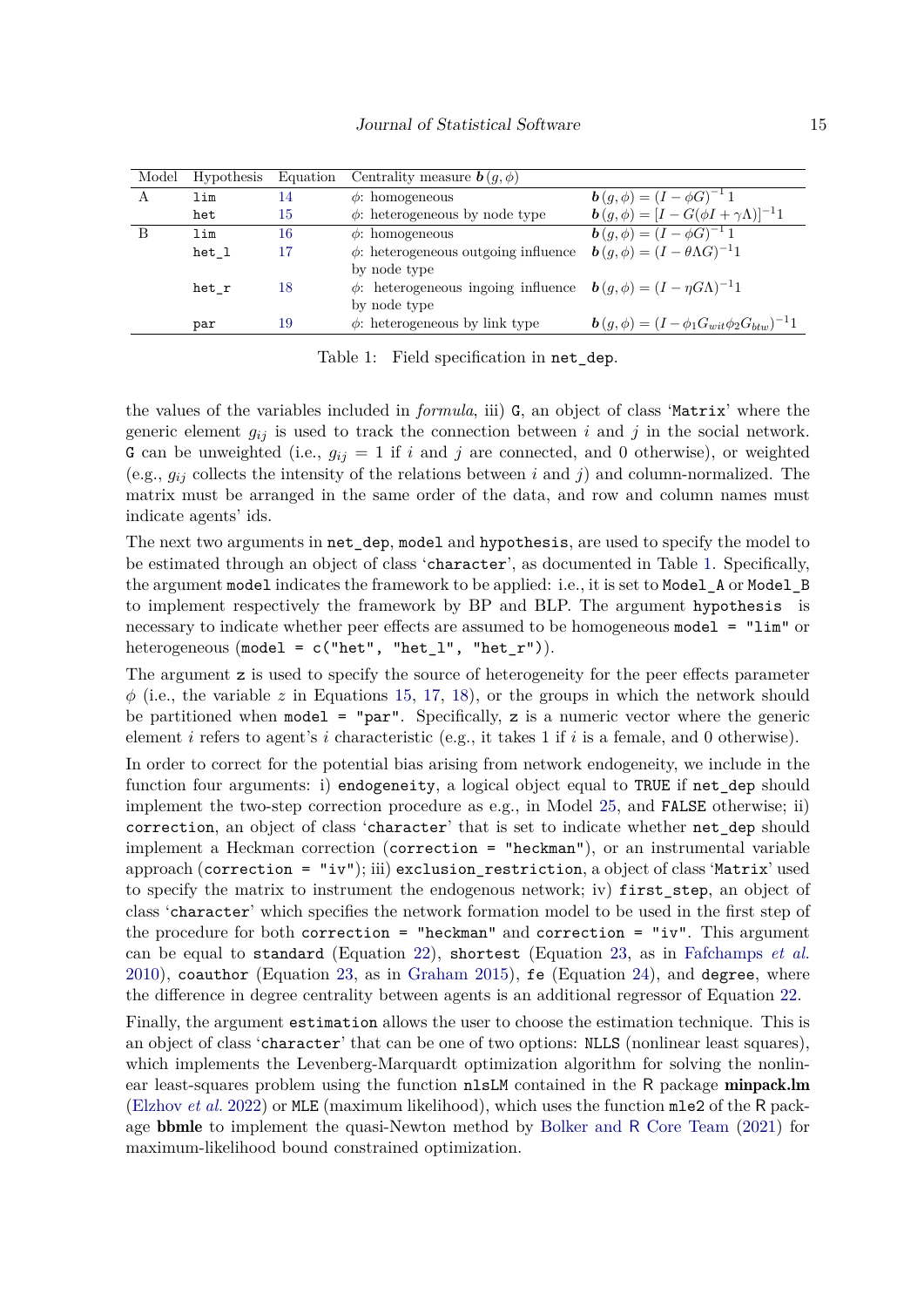| Model | Hypothesis | Equation | Centrality measure $\boldsymbol{b}(g, \phi)$ | |
|---|---|---|---|---|
| A | `lim` | 14 | $\phi$: homogeneous | $\boldsymbol{b}(g, \phi) = (I - \phi G)^{-1} 1$ |
| | `het` | 15 | $\phi$: heterogeneous by node type | $\boldsymbol{b}(g, \phi) = [I - G(\phi I + \gamma \Lambda)]^{-1} 1$ |
| B | `lim` | 16 | $\phi$: homogeneous | $\boldsymbol{b}(g, \phi) = (I - \phi G)^{-1} 1$ |
| | `het_l` | 17 | $\phi$: heterogeneous outgoing influence by node type | $\boldsymbol{b}(g, \phi) = (I - \theta \Lambda G)^{-1} 1$ |
| | `het_r` | 18 | $\phi$: heterogeneous ingoing influence by node type | $\boldsymbol{b}(g, \phi) = (I - \eta G \Lambda)^{-1} 1$ |
| | `par` | 19 | $\phi$: heterogeneous by link type | $\boldsymbol{b}(g, \phi) = (I - \phi_1 G_{wit} \phi_2 G_{btw})^{-1} 1$ |

Table 1: Field specification in `net_dep`.

the values of the variables included in *formula*, iii) `G`, an object of class '`Matrix`' where the generic element $g_{ij}$ is used to track the connection between $i$ and $j$ in the social network. `G` can be unweighted (i.e., $g_{ij} = 1$ if $i$ and $j$ are connected, and 0 otherwise), or weighted (e.g., $g_{ij}$ collects the intensity of the relations between $i$ and $j$) and column-normalized. The matrix must be arranged in the same order of the data, and row and column names must indicate agents' ids.

The next two arguments in `net_dep`, `model` and `hypothesis`, are used to specify the model to be estimated through an object of class '`character`', as documented in Table 1. Specifically, the argument `model` indicates the framework to be applied: i.e., it is set to `Model_A` or `Model_B` to implement respectively the framework by BP and BLP. The argument `hypothesis` is necessary to indicate whether peer effects are assumed to be homogeneous `model = "lim"` or heterogeneous (`model = c("het", "het_l", "het_r")`).

The argument `z` is used to specify the source of heterogeneity for the peer effects parameter $\phi$ (i.e., the variable $z$ in Equations 15, 17, 18), or the groups in which the network should be partitioned when `model = "par"`. Specifically, `z` is a numeric vector where the generic element $i$ refers to agent's $i$ characteristic (e.g., it takes 1 if $i$ is a female, and 0 otherwise).

In order to correct for the potential bias arising from network endogeneity, we include in the function four arguments: i) `endogeneity`, a logical object equal to `TRUE` if `net_dep` should implement the two-step correction procedure as e.g., in Model 25, and `FALSE` otherwise; ii) `correction`, an object of class '`character`' that is set to indicate whether `net_dep` should implement a Heckman correction (`correction = "heckman"`), or an instrumental variable approach (`correction = "iv"`); iii) `exclusion_restriction`, a object of class '`Matrix`' used to specify the matrix to instrument the endogenous network; iv) `first_step`, an object of class '`character`' which specifies the network formation model to be used in the first step of the procedure for both `correction = "heckman"` and `correction = "iv"`. This argument can be equal to `standard` (Equation 22), `shortest` (Equation 23, as in Fafchamps *et al.* 2010), `coauthor` (Equation 23, as in Graham 2015), `fe` (Equation 24), and `degree`, where the difference in degree centrality between agents is an additional regressor of Equation 22.

Finally, the argument `estimation` allows the user to choose the estimation technique. This is an object of class '`character`' that can be one of two options: `NLLS` (nonlinear least squares), which implements the Levenberg-Marquardt optimization algorithm for solving the nonlinear least-squares problem using the function `nlsLM` contained in the R package **minpack.lm** (Elzhov *et al.* 2022) or `MLE` (maximum likelihood), which uses the function `mle2` of the R package **bbmle** to implement the quasi-Newton method by Bolker and R Core Team (2021) for maximum-likelihood bound constrained optimization.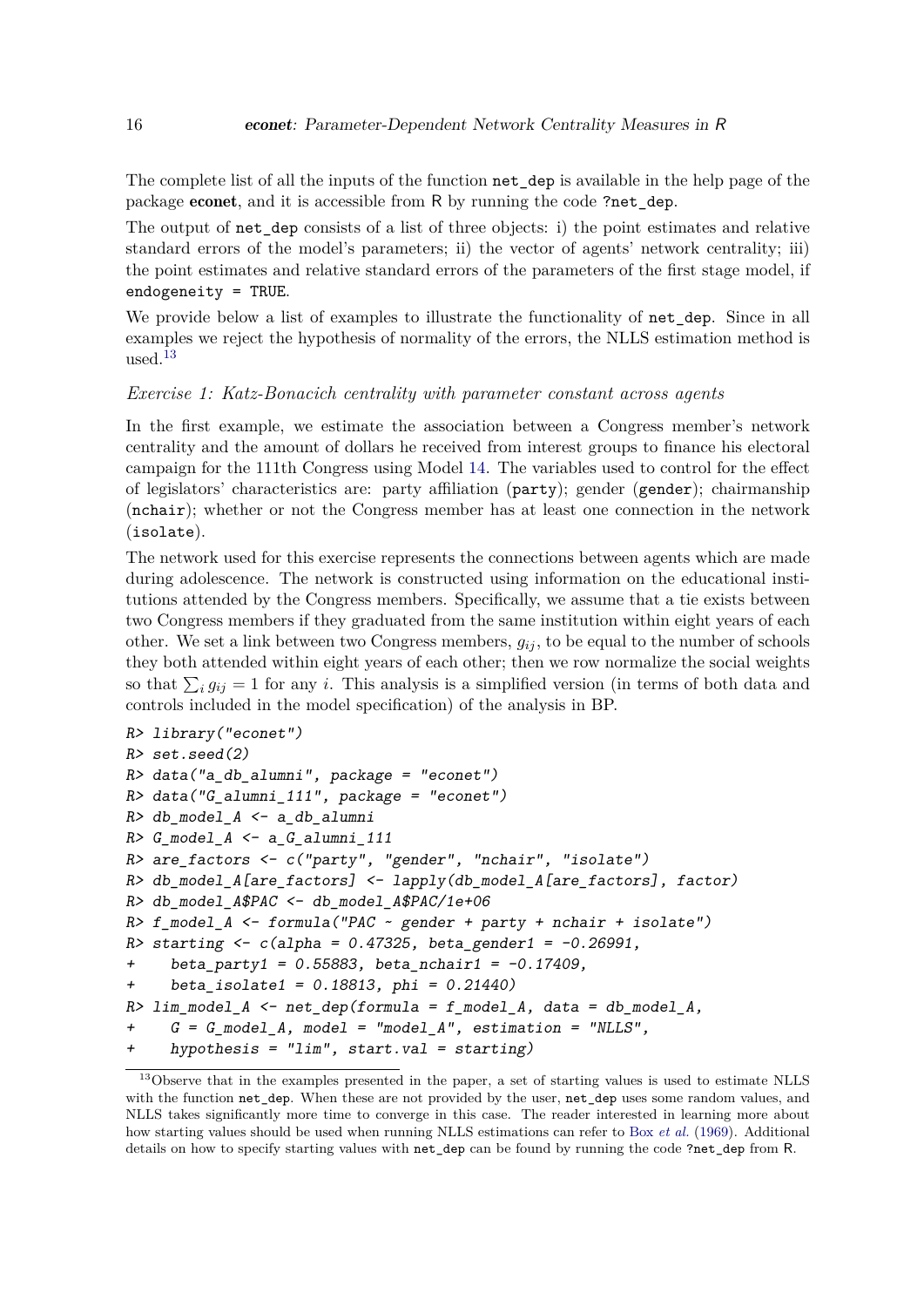The complete list of all the inputs of the function `net_dep` is available in the help page of the package **econet**, and it is accessible from R by running the code `?net_dep`.

The output of `net_dep` consists of a list of three objects: i) the point estimates and relative standard errors of the model's parameters; ii) the vector of agents' network centrality; iii) the point estimates and relative standard errors of the parameters of the first stage model, if `endogeneity = TRUE`.

We provide below a list of examples to illustrate the functionality of `net_dep`. Since in all examples we reject the hypothesis of normality of the errors, the NLLS estimation method is used.[13]

*Exercise 1: Katz-Bonacich centrality with parameter constant across agents*

In the first example, we estimate the association between a Congress member's network centrality and the amount of dollars he received from interest groups to finance his electoral campaign for the 111th Congress using Model 14. The variables used to control for the effect of legislators' characteristics are: party affiliation (`party`); gender (`gender`); chairmanship (`nchair`); whether or not the Congress member has at least one connection in the network (`isolate`).

The network used for this exercise represents the connections between agents which are made during adolescence. The network is constructed using information on the educational institutions attended by the Congress members. Specifically, we assume that a tie exists between two Congress members if they graduated from the same institution within eight years of each other. We set a link between two Congress members, $g_{ij}$, to be equal to the number of schools they both attended within eight years of each other; then we row normalize the social weights so that $\sum_i g_{ij} = 1$ for any $i$. This analysis is a simplified version (in terms of both data and controls included in the model specification) of the analysis in BP.

```
R> library("econet")
R> set.seed(2)
R> data("a_db_alumni", package = "econet")
R> data("G_alumni_111", package = "econet")
R> db_model_A <- a_db_alumni
R> G_model_A <- a_G_alumni_111
R> are_factors <- c("party", "gender", "nchair", "isolate")
R> db_model_A[are_factors] <- lapply(db_model_A[are_factors], factor)
R> db_model_A$PAC <- db_model_A$PAC/1e+06
R> f_model_A <- formula("PAC ~ gender + party + nchair + isolate")
R> starting <- c(alpha = 0.47325, beta_gender1 = -0.26991,
+    beta_party1 = 0.55883, beta_nchair1 = -0.17409,
+    beta_isolate1 = 0.18813, phi = 0.21440)
R> lim_model_A <- net_dep(formula = f_model_A, data = db_model_A,
+    G = G_model_A, model = "model_A", estimation = "NLLS",
+    hypothesis = "lim", start.val = starting)
```

[13] Observe that in the examples presented in the paper, a set of starting values is used to estimate NLLS with the function `net_dep`. When these are not provided by the user, `net_dep` uses some random values, and NLLS takes significantly more time to converge in this case. The reader interested in learning more about how starting values should be used when running NLLS estimations can refer to Box *et al.* (1969). Additional details on how to specify starting values with `net_dep` can be found by running the code `?net_dep` from R.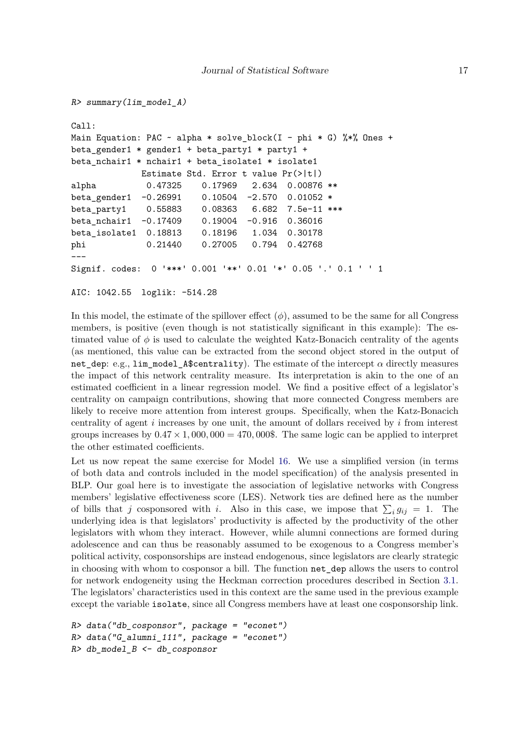```
R> summary(lim_model_A)

Call:
Main Equation: PAC ~ alpha * solve_block(I - phi * G) %*% Ones +
beta_gender1 * gender1 + beta_party1 * party1 +
beta_nchair1 * nchair1 + beta_isolate1 * isolate1
              Estimate Std. Error t value Pr(>|t|)
alpha          0.47325    0.17969   2.634  0.00876 **
beta_gender1  -0.26991    0.10504  -2.570  0.01052 *
beta_party1    0.55883    0.08363   6.682  7.5e-11 ***
beta_nchair1  -0.17409    0.19004  -0.916  0.36016
beta_isolate1  0.18813    0.18196   1.034  0.30178
phi            0.21440    0.27005   0.794  0.42768
---
Signif. codes:  0 '***' 0.001 '**' 0.01 '*' 0.05 '.' 0.1 ' ' 1

AIC: 1042.55  loglik: -514.28
```

In this model, the estimate of the spillover effect ($\phi$), assumed to be the same for all Congress members, is positive (even though is not statistically significant in this example): The estimated value of $\phi$ is used to calculate the weighted Katz-Bonacich centrality of the agents (as mentioned, this value can be extracted from the second object stored in the output of `net_dep`: e.g., `lim_model_A$centrality`). The estimate of the intercept $\alpha$ directly measures the impact of this network centrality measure. Its interpretation is akin to the one of an estimated coefficient in a linear regression model. We find a positive effect of a legislator's centrality on campaign contributions, showing that more connected Congress members are likely to receive more attention from interest groups. Specifically, when the Katz-Bonacich centrality of agent $i$ increases by one unit, the amount of dollars received by $i$ from interest groups increases by $0.47 \times 1,000,000 = 470,000$\$. The same logic can be applied to interpret the other estimated coefficients.

Let us now repeat the same exercise for Model 16. We use a simplified version (in terms of both data and controls included in the model specification) of the analysis presented in BLP. Our goal here is to investigate the association of legislative networks with Congress members' legislative effectiveness score (LES). Network ties are defined here as the number of bills that $j$ cosponsored with $i$. Also in this case, we impose that $\sum_i g_{ij} = 1$. The underlying idea is that legislators' productivity is affected by the productivity of the other legislators with whom they interact. However, while alumni connections are formed during adolescence and can thus be reasonably assumed to be exogenous to a Congress member's political activity, cosponsorships are instead endogenous, since legislators are clearly strategic in choosing with whom to cosponsor a bill. The function `net_dep` allows the users to control for network endogeneity using the Heckman correction procedures described in Section 3.1. The legislators' characteristics used in this context are the same used in the previous example except the variable `isolate`, since all Congress members have at least one cosponsorship link.

```
R> data("db_cosponsor", package = "econet")
R> data("G_alumni_111", package = "econet")
R> db_model_B <- db_cosponsor
```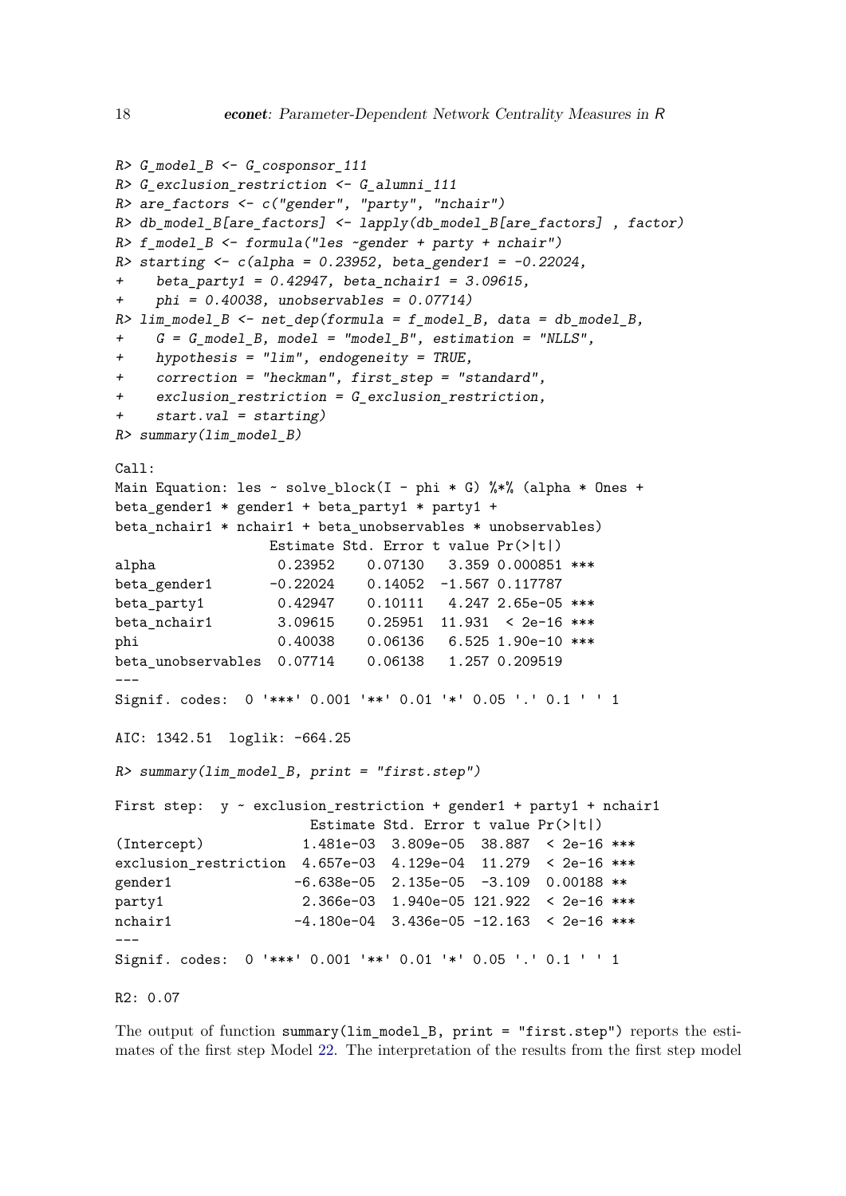```
R> G_model_B <- G_cosponsor_111
R> G_exclusion_restriction <- G_alumni_111
R> are_factors <- c("gender", "party", "nchair")
R> db_model_B[are_factors] <- lapply(db_model_B[are_factors] , factor)
R> f_model_B <- formula("les ~gender + party + nchair")
R> starting <- c(alpha = 0.23952, beta_gender1 = -0.22024,
+    beta_party1 = 0.42947, beta_nchair1 = 3.09615,
+    phi = 0.40038, unobservables = 0.07714)
R> lim_model_B <- net_dep(formula = f_model_B, data = db_model_B,
+    G = G_model_B, model = "model_B", estimation = "NLLS",
+    hypothesis = "lim", endogeneity = TRUE,
+    correction = "heckman", first_step = "standard",
+    exclusion_restriction = G_exclusion_restriction,
+    start.val = starting)
R> summary(lim_model_B)

Call:
Main Equation: les ~ solve_block(I - phi * G) %*% (alpha * Ones +
beta_gender1 * gender1 + beta_party1 * party1 +
beta_nchair1 * nchair1 + beta_unobservables * unobservables)
                   Estimate Std. Error t value Pr(>|t|)
alpha               0.23952    0.07130   3.359 0.000851 ***
beta_gender1       -0.22024    0.14052  -1.567 0.117787
beta_party1         0.42947    0.10111   4.247 2.65e-05 ***
beta_nchair1        3.09615    0.25951  11.931  < 2e-16 ***
phi                 0.40038    0.06136   6.525 1.90e-10 ***
beta_unobservables  0.07714    0.06138   1.257 0.209519
---
Signif. codes:  0 '***' 0.001 '**' 0.01 '*' 0.05 '.' 0.1 ' ' 1

AIC: 1342.51  loglik: -664.25

R> summary(lim_model_B, print = "first.step")

First step:  y ~ exclusion_restriction + gender1 + party1 + nchair1
                        Estimate Std. Error t value Pr(>|t|)
(Intercept)            1.481e-03  3.809e-05  38.887  < 2e-16 ***
exclusion_restriction  4.657e-03  4.129e-04  11.279  < 2e-16 ***
gender1               -6.638e-05  2.135e-05  -3.109  0.00188 **
party1                 2.366e-03  1.940e-05 121.922  < 2e-16 ***
nchair1               -4.180e-04  3.436e-05 -12.163  < 2e-16 ***
---
Signif. codes:  0 '***' 0.001 '**' 0.01 '*' 0.05 '.' 0.1 ' ' 1

R2: 0.07
```

The output of function `summary(lim_model_B, print = "first.step")` reports the estimates of the first step Model 22. The interpretation of the results from the first step model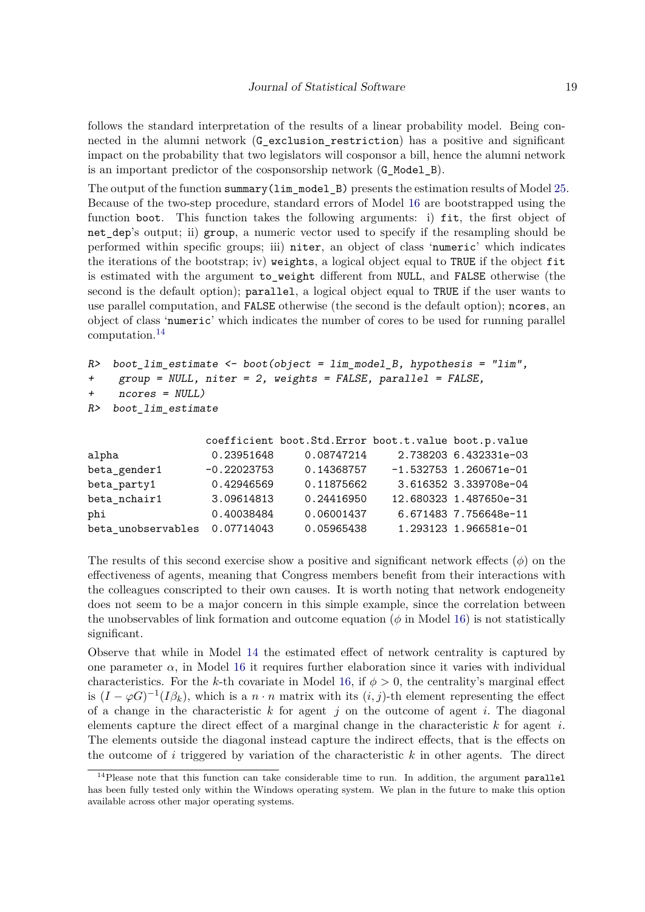follows the standard interpretation of the results of a linear probability model. Being connected in the alumni network (`G_exclusion_restriction`) has a positive and significant impact on the probability that two legislators will cosponsor a bill, hence the alumni network is an important predictor of the cosponsorship network (`G_Model_B`).

The output of the function `summary(lim_model_B)` presents the estimation results of Model 25. Because of the two-step procedure, standard errors of Model 16 are bootstrapped using the function `boot`. This function takes the following arguments: i) `fit`, the first object of `net_dep`'s output; ii) `group`, a numeric vector used to specify if the resampling should be performed within specific groups; iii) `niter`, an object of class '`numeric`' which indicates the iterations of the bootstrap; iv) `weights`, a logical object equal to `TRUE` if the object `fit` is estimated with the argument `to_weight` different from `NULL`, and `FALSE` otherwise (the second is the default option); `parallel`, a logical object equal to `TRUE` if the user wants to use parallel computation, and `FALSE` otherwise (the second is the default option); `ncores`, an object of class '`numeric`' which indicates the number of cores to be used for running parallel computation.[14]

```
R>  boot_lim_estimate <- boot(object = lim_model_B, hypothesis = "lim",
+    group = NULL, niter = 2, weights = FALSE, parallel = FALSE,
+    ncores = NULL)
R>  boot_lim_estimate

                    coefficient boot.Std.Error boot.t.value boot.p.value
alpha                0.23951648     0.08747214     2.738203 6.432331e-03
beta_gender1        -0.22023753     0.14368757    -1.532753 1.260671e-01
beta_party1          0.42946569     0.11875662     3.616352 3.339708e-04
beta_nchair1         3.09614813     0.24416950    12.680323 1.487650e-31
phi                  0.40038484     0.06001437     6.671483 7.756648e-11
beta_unobservables   0.07714043     0.05965438     1.293123 1.966581e-01
```

The results of this second exercise show a positive and significant network effects ($\phi$) on the effectiveness of agents, meaning that Congress members benefit from their interactions with the colleagues conscripted to their own causes. It is worth noting that network endogeneity does not seem to be a major concern in this simple example, since the correlation between the unobservables of link formation and outcome equation ($\phi$ in Model 16) is not statistically significant.

Observe that while in Model 14 the estimated effect of network centrality is captured by one parameter $\alpha$, in Model 16 it requires further elaboration since it varies with individual characteristics. For the $k$-th covariate in Model 16, if $\phi > 0$, the centrality's marginal effect is $(I - \varphi G)^{-1}(I\beta_k)$, which is a $n \cdot n$ matrix with its $(i, j)$-th element representing the effect of a change in the characteristic $k$ for agent $j$ on the outcome of agent $i$. The diagonal elements capture the direct effect of a marginal change in the characteristic $k$ for agent $i$. The elements outside the diagonal instead capture the indirect effects, that is the effects on the outcome of $i$ triggered by variation of the characteristic $k$ in other agents. The direct

[14] Please note that this function can take considerable time to run. In addition, the argument `parallel` has been fully tested only within the Windows operating system. We plan in the future to make this option available across other major operating systems.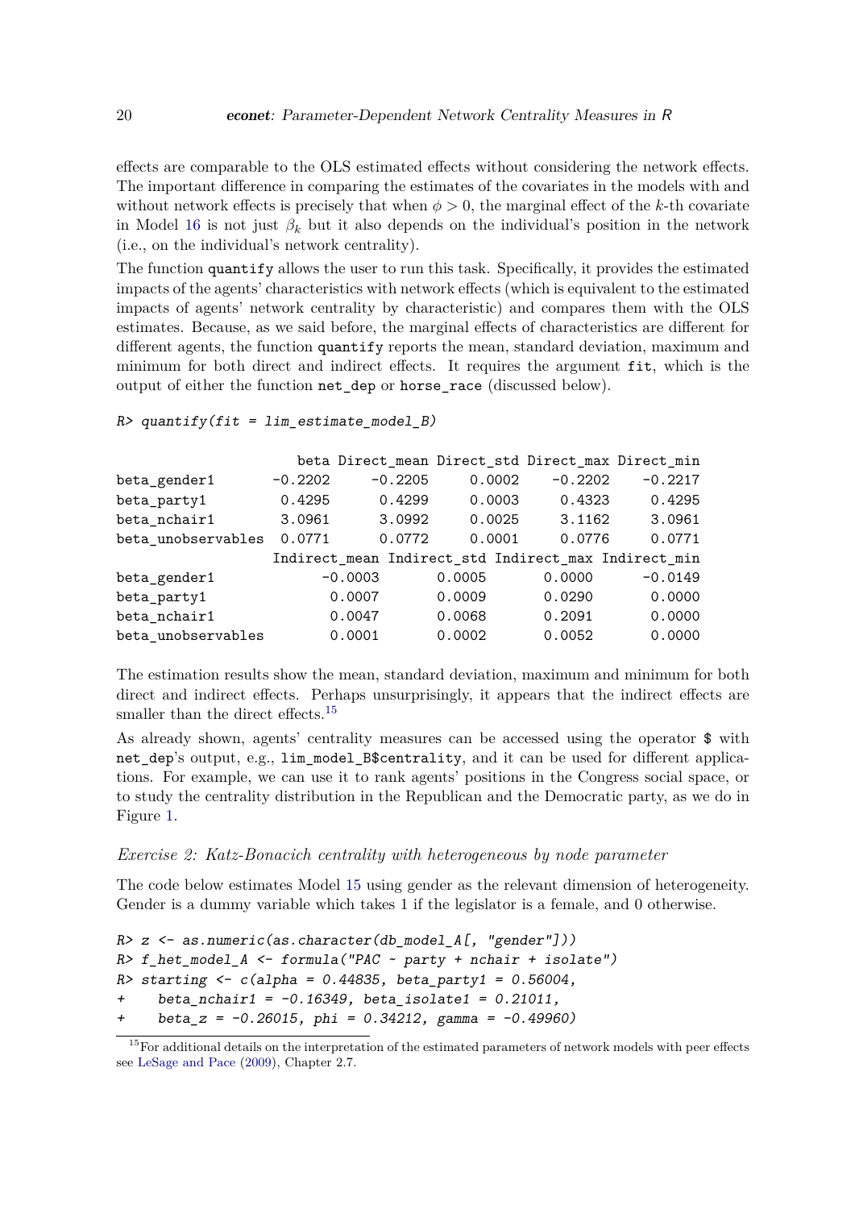effects are comparable to the OLS estimated effects without considering the network effects. The important difference in comparing the estimates of the covariates in the models with and without network effects is precisely that when $\phi > 0$, the marginal effect of the $k$-th covariate in Model 16 is not just $\beta_k$ but it also depends on the individual's position in the network (i.e., on the individual's network centrality).

The function `quantify` allows the user to run this task. Specifically, it provides the estimated impacts of the agents' characteristics with network effects (which is equivalent to the estimated impacts of agents' network centrality by characteristic) and compares them with the OLS estimates. Because, as we said before, the marginal effects of characteristics are different for different agents, the function `quantify` reports the mean, standard deviation, maximum and minimum for both direct and indirect effects. It requires the argument `fit`, which is the output of either the function `net_dep` or `horse_race` (discussed below).

```
R> quantify(fit = lim_estimate_model_B)

                     beta Direct_mean Direct_std Direct_max Direct_min
beta_gender1      -0.2202     -0.2205     0.0002    -0.2202    -0.2217
beta_party1        0.4295      0.4299     0.0003     0.4323     0.4295
beta_nchair1       3.0961      3.0992     0.0025     3.1162     3.0961
beta_unobservables 0.0771      0.0772     0.0001     0.0776     0.0771
                  Indirect_mean Indirect_std Indirect_max Indirect_min
beta_gender1            -0.0003       0.0005       0.0000      -0.0149
beta_party1              0.0007       0.0009       0.0290       0.0000
beta_nchair1             0.0047       0.0068       0.2091       0.0000
beta_unobservables       0.0001       0.0002       0.0052       0.0000
```

The estimation results show the mean, standard deviation, maximum and minimum for both direct and indirect effects. Perhaps unsurprisingly, it appears that the indirect effects are smaller than the direct effects.[15]

As already shown, agents' centrality measures can be accessed using the operator `$` with `net_dep`'s output, e.g., `lim_model_B$centrality`, and it can be used for different applications. For example, we can use it to rank agents' positions in the Congress social space, or to study the centrality distribution in the Republican and the Democratic party, as we do in Figure 1.

*Exercise 2: Katz-Bonacich centrality with heterogeneous by node parameter*

The code below estimates Model 15 using gender as the relevant dimension of heterogeneity. Gender is a dummy variable which takes 1 if the legislator is a female, and 0 otherwise.

```
R> z <- as.numeric(as.character(db_model_A[, "gender"]))
R> f_het_model_A <- formula("PAC ~ party + nchair + isolate")
R> starting <- c(alpha = 0.44835, beta_party1 = 0.56004,
+    beta_nchair1 = -0.16349, beta_isolate1 = 0.21011,
+    beta_z = -0.26015, phi = 0.34212, gamma = -0.49960)
```

[15] For additional details on the interpretation of the estimated parameters of network models with peer effects see LeSage and Pace (2009), Chapter 2.7.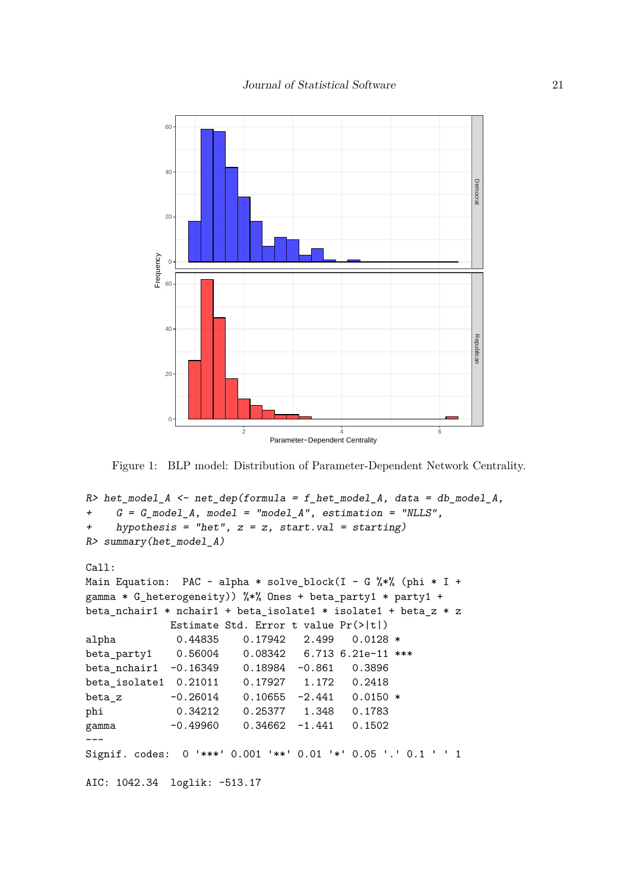Figure 1: BLP model: Distribution of Parameter-Dependent Network Centrality.

```
R> het_model_A <- net_dep(formula = f_het_model_A, data = db_model_A,
+    G = G_model_A, model = "model_A", estimation = "NLLS",
+    hypothesis = "het", z = z, start.val = starting)
R> summary(het_model_A)

Call:
Main Equation:  PAC ~ alpha * solve_block(I - G %*% (phi * I +
gamma * G_heterogeneity)) %*% Ones + beta_party1 * party1 +
beta_nchair1 * nchair1 + beta_isolate1 * isolate1 + beta_z * z
              Estimate Std. Error t value Pr(>|t|)
alpha          0.44835    0.17942   2.499   0.0128 *
beta_party1    0.56004    0.08342   6.713 6.21e-11 ***
beta_nchair1  -0.16349    0.18984  -0.861   0.3896
beta_isolate1  0.21011    0.17927   1.172   0.2418
beta_z        -0.26014    0.10655  -2.441   0.0150 *
phi            0.34212    0.25377   1.348   0.1783
gamma         -0.49960    0.34662  -1.441   0.1502
---
Signif. codes:  0 '***' 0.001 '**' 0.01 '*' 0.05 '.' 0.1 ' ' 1

AIC: 1042.34  loglik: -513.17
```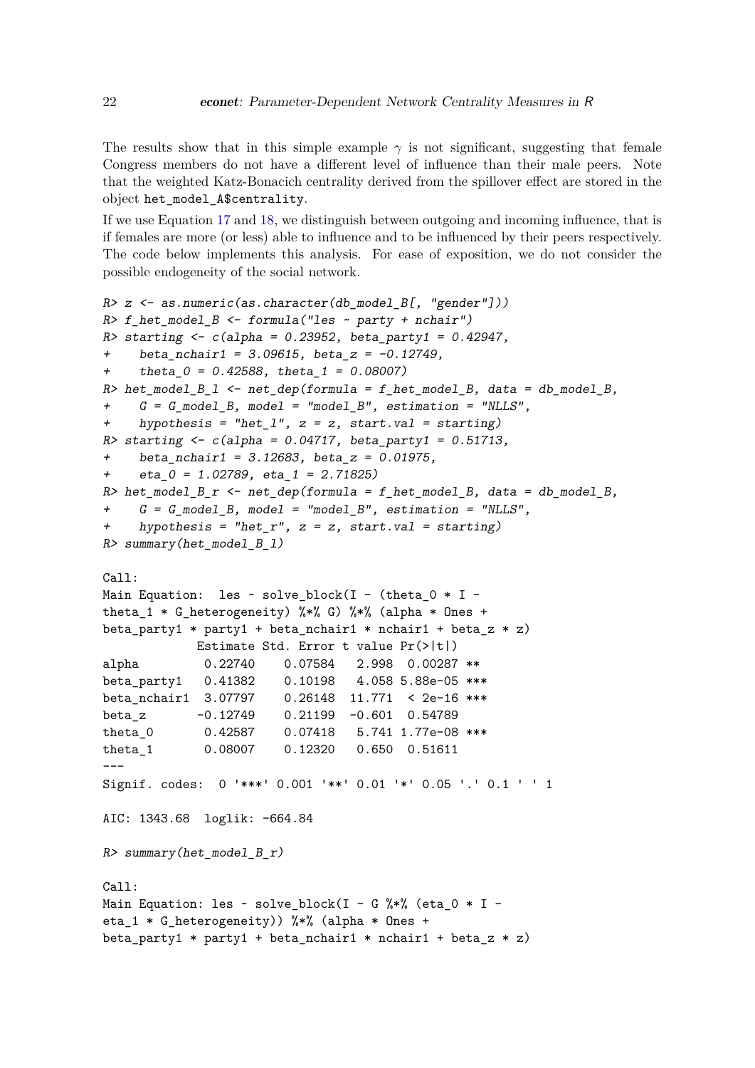The results show that in this simple example $\gamma$ is not significant, suggesting that female Congress members do not have a different level of influence than their male peers. Note that the weighted Katz-Bonacich centrality derived from the spillover effect are stored in the object het_model_A$centrality.

If we use Equation 17 and 18, we distinguish between outgoing and incoming influence, that is if females are more (or less) able to influence and to be influenced by their peers respectively. The code below implements this analysis. For ease of exposition, we do not consider the possible endogeneity of the social network.

```
R> z <- as.numeric(as.character(db_model_B[, "gender"]))
R> f_het_model_B <- formula("les ~ party + nchair")
R> starting <- c(alpha = 0.23952, beta_party1 = 0.42947,
+    beta_nchair1 = 3.09615, beta_z = -0.12749,
+    theta_0 = 0.42588, theta_1 = 0.08007)
R> het_model_B_l <- net_dep(formula = f_het_model_B, data = db_model_B,
+    G = G_model_B, model = "model_B", estimation = "NLLS",
+    hypothesis = "het_l", z = z, start.val = starting)
R> starting <- c(alpha = 0.04717, beta_party1 = 0.51713,
+    beta_nchair1 = 3.12683, beta_z = 0.01975,
+    eta_0 = 1.02789, eta_1 = 2.71825)
R> het_model_B_r <- net_dep(formula = f_het_model_B, data = db_model_B,
+    G = G_model_B, model = "model_B", estimation = "NLLS",
+    hypothesis = "het_r", z = z, start.val = starting)
R> summary(het_model_B_l)

Call:
Main Equation:  les ~ solve_block(I - (theta_0 * I -
theta_1 * G_heterogeneity) %*% G) %*% (alpha * Ones +
beta_party1 * party1 + beta_nchair1 * nchair1 + beta_z * z)
             Estimate Std. Error t value Pr(>|t|)
alpha         0.22740    0.07584   2.998  0.00287 **
beta_party1   0.41382    0.10198   4.058 5.88e-05 ***
beta_nchair1  3.07797    0.26148  11.771  < 2e-16 ***
beta_z       -0.12749    0.21199  -0.601  0.54789
theta_0       0.42587    0.07418   5.741 1.77e-08 ***
theta_1       0.08007    0.12320   0.650  0.51611
---
Signif. codes:  0 '***' 0.001 '**' 0.01 '*' 0.05 '.' 0.1 ' ' 1

AIC: 1343.68  loglik: -664.84

R> summary(het_model_B_r)

Call:
Main Equation: les ~ solve_block(I - G %*% (eta_0 * I -
eta_1 * G_heterogeneity)) %*% (alpha * Ones +
beta_party1 * party1 + beta_nchair1 * nchair1 + beta_z * z)
```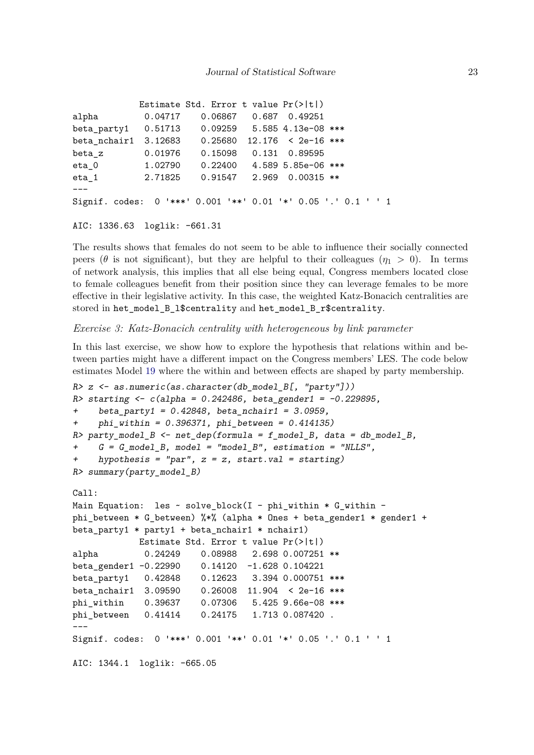```
             Estimate Std. Error t value Pr(>|t|)    
alpha         0.04717    0.06867   0.687  0.49251    
beta_party1   0.51713    0.09259   5.585 4.13e-08 ***
beta_nchair1  3.12683    0.25680  12.176  < 2e-16 ***
beta_z        0.01976    0.15098   0.131  0.89595    
eta_0         1.02790    0.22400   4.589 5.85e-06 ***
eta_1         2.71825    0.91547   2.969  0.00315 ** 
---
Signif. codes:  0 '***' 0.001 '**' 0.01 '*' 0.05 '.' 0.1 ' ' 1

AIC: 1336.63  loglik: -661.31
```

The results shows that females do not seem to be able to influence their socially connected peers ($\theta$ is not significant), but they are helpful to their colleagues ($\eta_1 > 0$). In terms of network analysis, this implies that all else being equal, Congress members located close to female colleagues benefit from their position since they can leverage females to be more effective in their legislative activity. In this case, the weighted Katz-Bonacich centralities are stored in `het_model_B_l$centrality` and `het_model_B_r$centrality`.

*Exercise 3: Katz-Bonacich centrality with heterogeneous by link parameter*

In this last exercise, we show how to explore the hypothesis that relations within and between parties might have a different impact on the Congress members' LES. The code below estimates Model 19 where the within and between effects are shaped by party membership.

```
R> z <- as.numeric(as.character(db_model_B[, "party"]))
R> starting <- c(alpha = 0.242486, beta_gender1 = -0.229895,
+    beta_party1 = 0.42848, beta_nchair1 = 3.0959,
+    phi_within = 0.396371, phi_between = 0.414135)
R> party_model_B <- net_dep(formula = f_model_B, data = db_model_B,
+    G = G_model_B, model = "model_B", estimation = "NLLS",
+    hypothesis = "par", z = z, start.val = starting)
R> summary(party_model_B)

Call:
Main Equation:  les ~ solve_block(I - phi_within * G_within -
phi_between * G_between) %*% (alpha * Ones + beta_gender1 * gender1 +
beta_party1 * party1 + beta_nchair1 * nchair1)
             Estimate Std. Error t value Pr(>|t|)    
alpha         0.24249    0.08988   2.698 0.007251 ** 
beta_gender1 -0.22990    0.14120  -1.628 0.104221    
beta_party1   0.42848    0.12623   3.394 0.000751 ***
beta_nchair1  3.09590    0.26008  11.904  < 2e-16 ***
phi_within    0.39637    0.07306   5.425 9.66e-08 ***
phi_between   0.41414    0.24175   1.713 0.087420 .  
---
Signif. codes:  0 '***' 0.001 '**' 0.01 '*' 0.05 '.' 0.1 ' ' 1

AIC: 1344.1  loglik: -665.05
```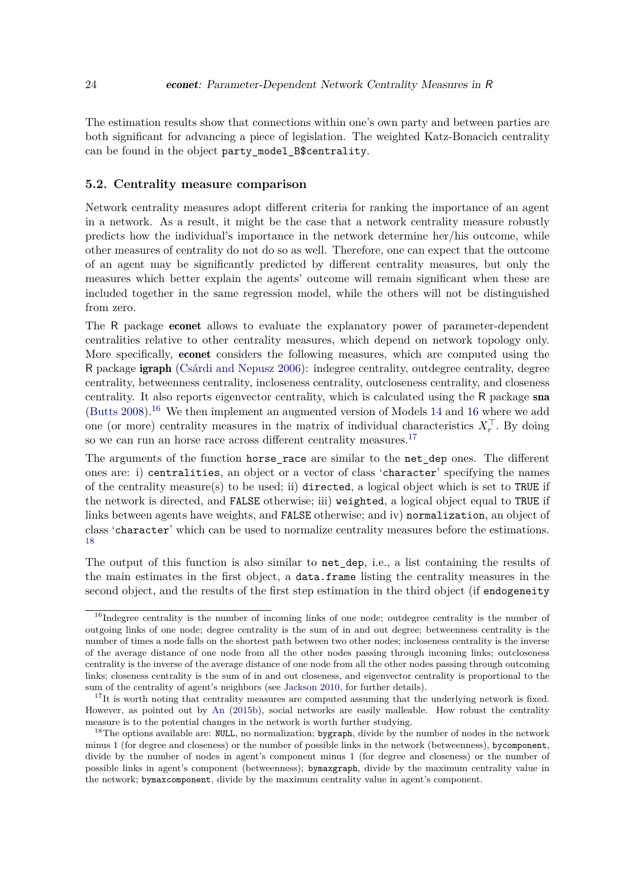The estimation results show that connections within one's own party and between parties are both significant for advancing a piece of legislation. The weighted Katz-Bonacich centrality can be found in the object `party_model_B$centrality`.

## 5.2. Centrality measure comparison

Network centrality measures adopt different criteria for ranking the importance of an agent in a network. As a result, it might be the case that a network centrality measure robustly predicts how the individual's importance in the network determine her/his outcome, while other measures of centrality do not do so as well. Therefore, one can expect that the outcome of an agent may be significantly predicted by different centrality measures, but only the measures which better explain the agents' outcome will remain significant when these are included together in the same regression model, while the others will not be distinguished from zero.

The R package **econet** allows to evaluate the explanatory power of parameter-dependent centralities relative to other centrality measures, which depend on network topology only. More specifically, **econet** considers the following measures, which are computed using the R package **igraph** (Csárdi and Nepusz 2006): indegree centrality, outdegree centrality, degree centrality, betweenness centrality, incloseness centrality, outcloseness centrality, and closeness centrality. It also reports eigenvector centrality, which is calculated using the R package **sna** (Butts 2008).[16] We then implement an augmented version of Models 14 and 16 where we add one (or more) centrality measures in the matrix of individual characteristics $X_r^\top$. By doing so we can run an horse race across different centrality measures.[17]

The arguments of the function `horse_race` are similar to the `net_dep` ones. The different ones are: i) `centralities`, an object or a vector of class '`character`' specifying the names of the centrality measure(s) to be used; ii) `directed`, a logical object which is set to `TRUE` if the network is directed, and `FALSE` otherwise; iii) `weighted`, a logical object equal to `TRUE` if links between agents have weights, and `FALSE` otherwise; and iv) `normalization`, an object of class '`character`' which can be used to normalize centrality measures before the estimations. [18]

The output of this function is also similar to `net_dep`, i.e., a list containing the results of the main estimates in the first object, a `data.frame` listing the centrality measures in the second object, and the results of the first step estimation in the third object (if `endogeneity`

---

[16] Indegree centrality is the number of incoming links of one node; outdegree centrality is the number of outgoing links of one node; degree centrality is the sum of in and out degree; betweenness centrality is the number of times a node falls on the shortest path between two other nodes; incloseness centrality is the inverse of the average distance of one node from all the other nodes passing through incoming links; outcloseness centrality is the inverse of the average distance of one node from all the other nodes passing through outcoming links; closeness centrality is the sum of in and out closeness, and eigenvector centrality is proportional to the sum of the centrality of agent's neighbors (see Jackson 2010, for further details).

[17] It is worth noting that centrality measures are computed assuming that the underlying network is fixed. However, as pointed out by An (2015b), social networks are easily malleable. How robust the centrality measure is to the potential changes in the network is worth further studying.

[18] The options available are: `NULL`, no normalization; `bygraph`, divide by the number of nodes in the network minus 1 (for degree and closeness) or the number of possible links in the network (betweenness), `bycomponent`, divide by the number of nodes in agent's component minus 1 (for degree and closeness) or the number of possible links in agent's component (betweenness); `bymaxgraph`, divide by the maximum centrality value in the network; `bymaxcomponent`, divide by the maximum centrality value in agent's component.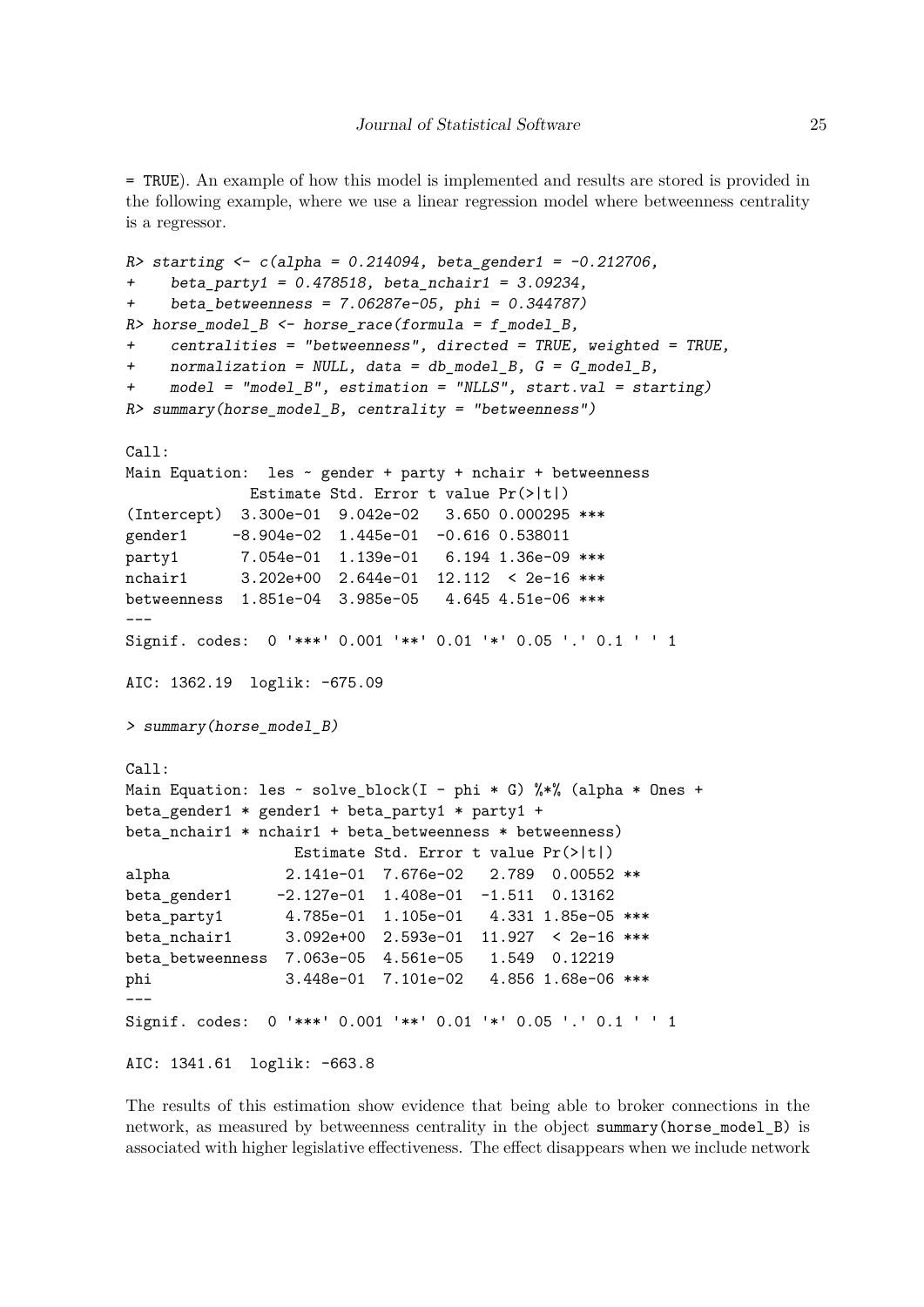= TRUE). An example of how this model is implemented and results are stored is provided in the following example, where we use a linear regression model where betweenness centrality is a regressor.

```
R> starting <- c(alpha = 0.214094, beta_gender1 = -0.212706,
+    beta_party1 = 0.478518, beta_nchair1 = 3.09234,
+    beta_betweenness = 7.06287e-05, phi = 0.344787)
R> horse_model_B <- horse_race(formula = f_model_B,
+    centralities = "betweenness", directed = TRUE, weighted = TRUE,
+    normalization = NULL, data = db_model_B, G = G_model_B,
+    model = "model_B", estimation = "NLLS", start.val = starting)
R> summary(horse_model_B, centrality = "betweenness")

Call:
Main Equation:  les ~ gender + party + nchair + betweenness
             Estimate Std. Error t value Pr(>|t|)
(Intercept)  3.300e-01  9.042e-02   3.650 0.000295 ***
gender1     -8.904e-02  1.445e-01  -0.616 0.538011
party1       7.054e-01  1.139e-01   6.194 1.36e-09 ***
nchair1      3.202e+00  2.644e-01  12.112  < 2e-16 ***
betweenness  1.851e-04  3.985e-05   4.645 4.51e-06 ***
---
Signif. codes:  0 '***' 0.001 '**' 0.01 '*' 0.05 '.' 0.1 ' ' 1

AIC: 1362.19  loglik: -675.09

> summary(horse_model_B)

Call:
Main Equation: les ~ solve_block(I - phi * G) %*% (alpha * Ones +
beta_gender1 * gender1 + beta_party1 * party1 +
beta_nchair1 * nchair1 + beta_betweenness * betweenness)
                  Estimate Std. Error t value Pr(>|t|)
alpha            2.141e-01  7.676e-02   2.789  0.00552 **
beta_gender1    -2.127e-01  1.408e-01  -1.511  0.13162
beta_party1      4.785e-01  1.105e-01   4.331 1.85e-05 ***
beta_nchair1     3.092e+00  2.593e-01  11.927  < 2e-16 ***
beta_betweenness  7.063e-05  4.561e-05   1.549  0.12219
phi              3.448e-01  7.101e-02   4.856 1.68e-06 ***
---
Signif. codes:  0 '***' 0.001 '**' 0.01 '*' 0.05 '.' 0.1 ' ' 1

AIC: 1341.61  loglik: -663.8
```

The results of this estimation show evidence that being able to broker connections in the network, as measured by betweenness centrality in the object `summary(horse_model_B)` is associated with higher legislative effectiveness. The effect disappears when we include network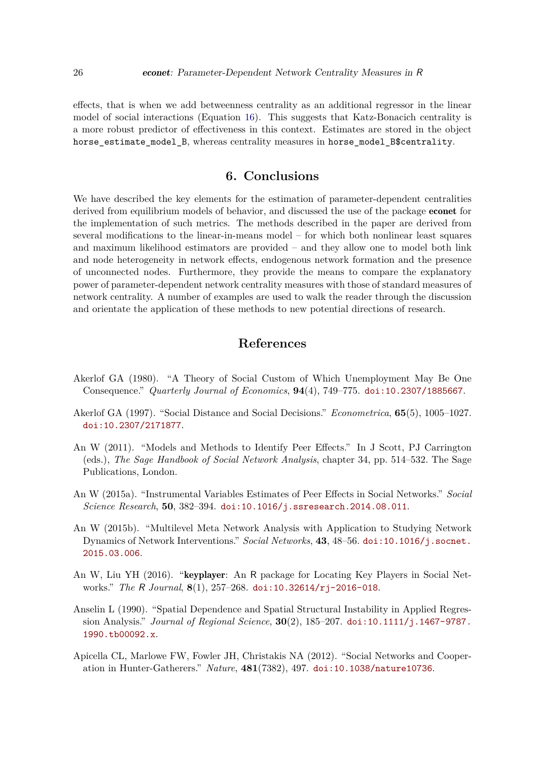effects, that is when we add betweenness centrality as an additional regressor in the linear model of social interactions (Equation 16). This suggests that Katz-Bonacich centrality is a more robust predictor of effectiveness in this context. Estimates are stored in the object `horse_estimate_model_B`, whereas centrality measures in `horse_model_B$centrality`.

# 6. Conclusions

We have described the key elements for the estimation of parameter-dependent centralities derived from equilibrium models of behavior, and discussed the use of the package **econet** for the implementation of such metrics. The methods described in the paper are derived from several modifications to the linear-in-means model – for which both nonlinear least squares and maximum likelihood estimators are provided – and they allow one to model both link and node heterogeneity in network effects, endogenous network formation and the presence of unconnected nodes. Furthermore, they provide the means to compare the explanatory power of parameter-dependent network centrality measures with those of standard measures of network centrality. A number of examples are used to walk the reader through the discussion and orientate the application of these methods to new potential directions of research.

# References

Akerlof GA (1980). "A Theory of Social Custom of Which Unemployment May Be One Consequence." *Quarterly Journal of Economics*, **94**(4), 749–775. doi:10.2307/1885667.

Akerlof GA (1997). "Social Distance and Social Decisions." *Econometrica*, **65**(5), 1005–1027. doi:10.2307/2171877.

An W (2011). "Models and Methods to Identify Peer Effects." In J Scott, PJ Carrington (eds.), *The Sage Handbook of Social Network Analysis*, chapter 34, pp. 514–532. The Sage Publications, London.

An W (2015a). "Instrumental Variables Estimates of Peer Effects in Social Networks." *Social Science Research*, **50**, 382–394. doi:10.1016/j.ssresearch.2014.08.011.

An W (2015b). "Multilevel Meta Network Analysis with Application to Studying Network Dynamics of Network Interventions." *Social Networks*, **43**, 48–56. doi:10.1016/j.socnet.2015.03.006.

An W, Liu YH (2016). "**keyplayer**: An R package for Locating Key Players in Social Networks." *The R Journal*, **8**(1), 257–268. doi:10.32614/rj-2016-018.

Anselin L (1990). "Spatial Dependence and Spatial Structural Instability in Applied Regression Analysis." *Journal of Regional Science*, **30**(2), 185–207. doi:10.1111/j.1467-9787.1990.tb00092.x.

Apicella CL, Marlowe FW, Fowler JH, Christakis NA (2012). "Social Networks and Cooperation in Hunter-Gatherers." *Nature*, **481**(7382), 497. doi:10.1038/nature10736.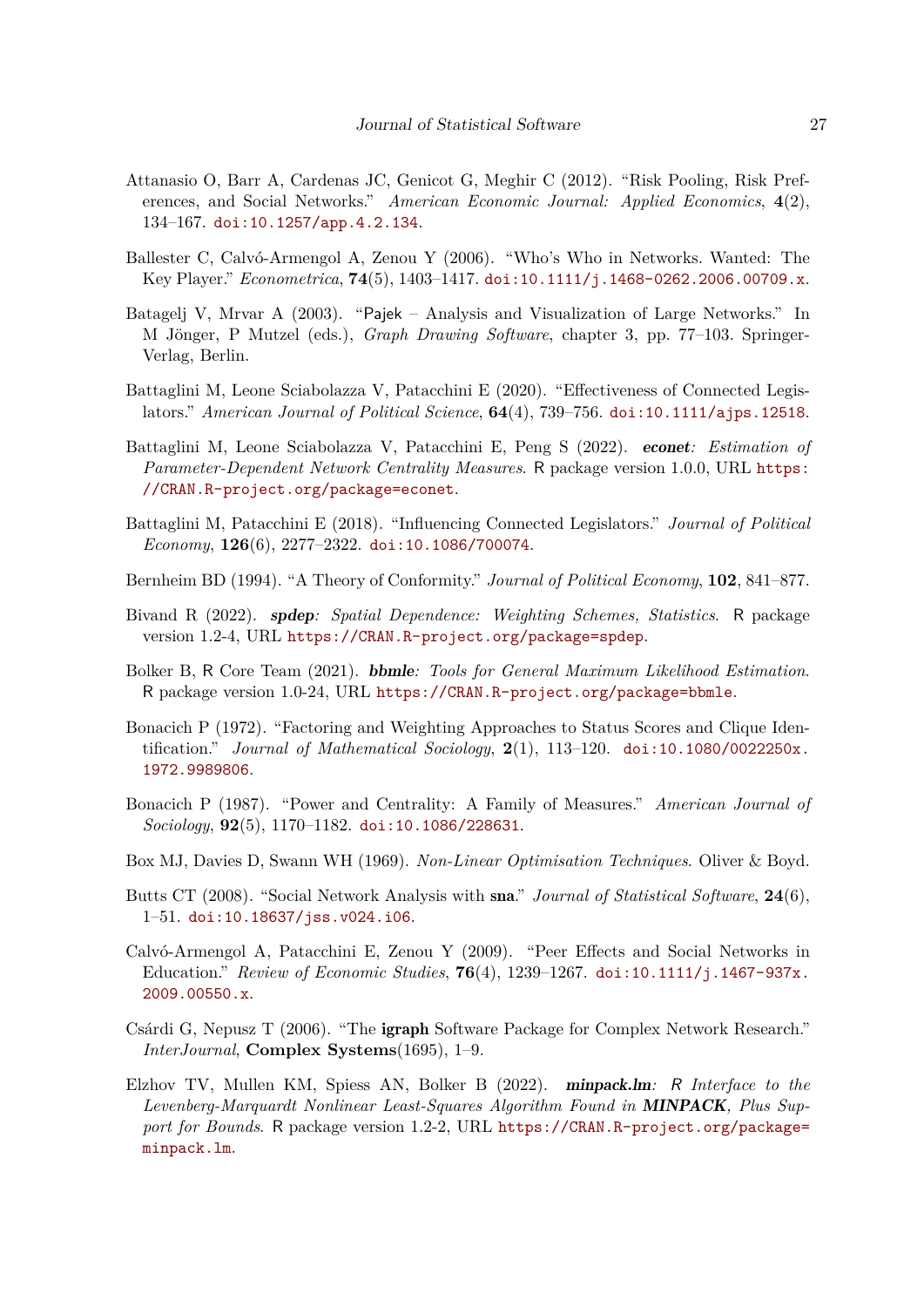Attanasio O, Barr A, Cardenas JC, Genicot G, Meghir C (2012). "Risk Pooling, Risk Preferences, and Social Networks." *American Economic Journal: Applied Economics*, **4**(2), 134–167. doi:10.1257/app.4.2.134.

Ballester C, Calvó-Armengol A, Zenou Y (2006). "Who's Who in Networks. Wanted: The Key Player." *Econometrica*, **74**(5), 1403–1417. doi:10.1111/j.1468-0262.2006.00709.x.

Batagelj V, Mrvar A (2003). "Pajek – Analysis and Visualization of Large Networks." In M Jönger, P Mutzel (eds.), *Graph Drawing Software*, chapter 3, pp. 77–103. Springer-Verlag, Berlin.

Battaglini M, Leone Sciabolazza V, Patacchini E (2020). "Effectiveness of Connected Legislators." *American Journal of Political Science*, **64**(4), 739–756. doi:10.1111/ajps.12518.

Battaglini M, Leone Sciabolazza V, Patacchini E, Peng S (2022). ***econet**: Estimation of Parameter-Dependent Network Centrality Measures*. R package version 1.0.0, URL https://CRAN.R-project.org/package=econet.

Battaglini M, Patacchini E (2018). "Influencing Connected Legislators." *Journal of Political Economy*, **126**(6), 2277–2322. doi:10.1086/700074.

Bernheim BD (1994). "A Theory of Conformity." *Journal of Political Economy*, **102**, 841–877.

Bivand R (2022). ***spdep**: Spatial Dependence: Weighting Schemes, Statistics*. R package version 1.2-4, URL https://CRAN.R-project.org/package=spdep.

Bolker B, R Core Team (2021). ***bbmle**: Tools for General Maximum Likelihood Estimation*. R package version 1.0-24, URL https://CRAN.R-project.org/package=bbmle.

Bonacich P (1972). "Factoring and Weighting Approaches to Status Scores and Clique Identification." *Journal of Mathematical Sociology*, **2**(1), 113–120. doi:10.1080/0022250x.1972.9989806.

Bonacich P (1987). "Power and Centrality: A Family of Measures." *American Journal of Sociology*, **92**(5), 1170–1182. doi:10.1086/228631.

Box MJ, Davies D, Swann WH (1969). *Non-Linear Optimisation Techniques*. Oliver & Boyd.

Butts CT (2008). "Social Network Analysis with **sna**." *Journal of Statistical Software*, **24**(6), 1–51. doi:10.18637/jss.v024.i06.

Calvó-Armengol A, Patacchini E, Zenou Y (2009). "Peer Effects and Social Networks in Education." *Review of Economic Studies*, **76**(4), 1239–1267. doi:10.1111/j.1467-937x.2009.00550.x.

Csárdi G, Nepusz T (2006). "The **igraph** Software Package for Complex Network Research." *InterJournal*, **Complex Systems**(1695), 1–9.

Elzhov TV, Mullen KM, Spiess AN, Bolker B (2022). ***minpack.lm**: R Interface to the Levenberg-Marquardt Nonlinear Least-Squares Algorithm Found in **MINPACK**, Plus Support for Bounds*. R package version 1.2-2, URL https://CRAN.R-project.org/package=minpack.lm.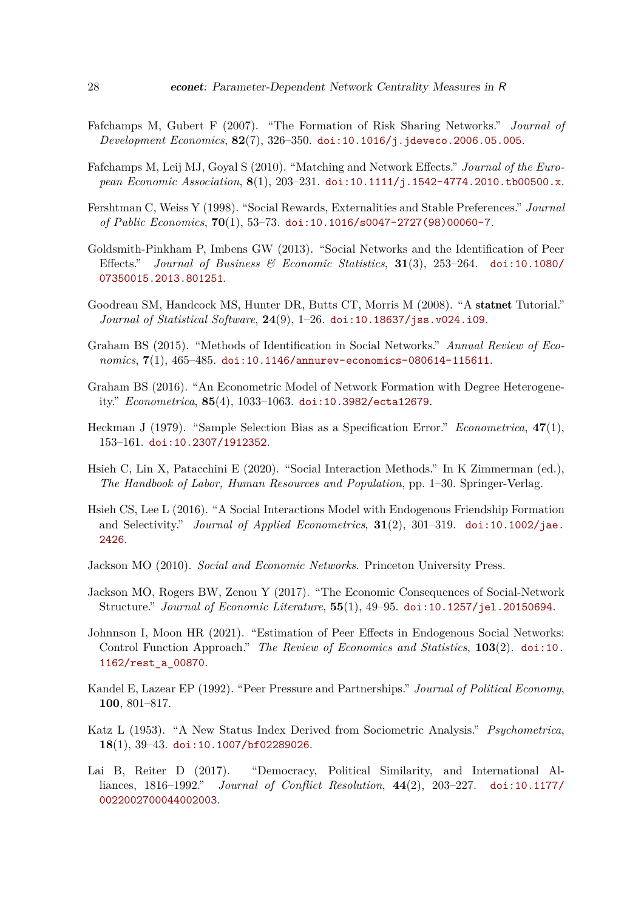Fafchamps M, Gubert F (2007). "The Formation of Risk Sharing Networks." *Journal of Development Economics*, **82**(7), 326–350. doi:10.1016/j.jdeveco.2006.05.005.

Fafchamps M, Leij MJ, Goyal S (2010). "Matching and Network Effects." *Journal of the European Economic Association*, **8**(1), 203–231. doi:10.1111/j.1542-4774.2010.tb00500.x.

Fershtman C, Weiss Y (1998). "Social Rewards, Externalities and Stable Preferences." *Journal of Public Economics*, **70**(1), 53–73. doi:10.1016/s0047-2727(98)00060-7.

Goldsmith-Pinkham P, Imbens GW (2013). "Social Networks and the Identification of Peer Effects." *Journal of Business & Economic Statistics*, **31**(3), 253–264. doi:10.1080/07350015.2013.801251.

Goodreau SM, Handcock MS, Hunter DR, Butts CT, Morris M (2008). "A **statnet** Tutorial." *Journal of Statistical Software*, **24**(9), 1–26. doi:10.18637/jss.v024.i09.

Graham BS (2015). "Methods of Identification in Social Networks." *Annual Review of Economics*, **7**(1), 465–485. doi:10.1146/annurev-economics-080614-115611.

Graham BS (2016). "An Econometric Model of Network Formation with Degree Heterogeneity." *Econometrica*, **85**(4), 1033–1063. doi:10.3982/ecta12679.

Heckman J (1979). "Sample Selection Bias as a Specification Error." *Econometrica*, **47**(1), 153–161. doi:10.2307/1912352.

Hsieh C, Lin X, Patacchini E (2020). "Social Interaction Methods." In K Zimmerman (ed.), *The Handbook of Labor, Human Resources and Population*, pp. 1–30. Springer-Verlag.

Hsieh CS, Lee L (2016). "A Social Interactions Model with Endogenous Friendship Formation and Selectivity." *Journal of Applied Econometrics*, **31**(2), 301–319. doi:10.1002/jae.2426.

Jackson MO (2010). *Social and Economic Networks*. Princeton University Press.

Jackson MO, Rogers BW, Zenou Y (2017). "The Economic Consequences of Social-Network Structure." *Journal of Economic Literature*, **55**(1), 49–95. doi:10.1257/jel.20150694.

Johnnson I, Moon HR (2021). "Estimation of Peer Effects in Endogenous Social Networks: Control Function Approach." *The Review of Economics and Statistics*, **103**(2). doi:10.1162/rest_a_00870.

Kandel E, Lazear EP (1992). "Peer Pressure and Partnerships." *Journal of Political Economy*, **100**, 801–817.

Katz L (1953). "A New Status Index Derived from Sociometric Analysis." *Psychometrica*, **18**(1), 39–43. doi:10.1007/bf02289026.

Lai B, Reiter D (2017). "Democracy, Political Similarity, and International Alliances, 1816–1992." *Journal of Conflict Resolution*, **44**(2), 203–227. doi:10.1177/0022002700044002003.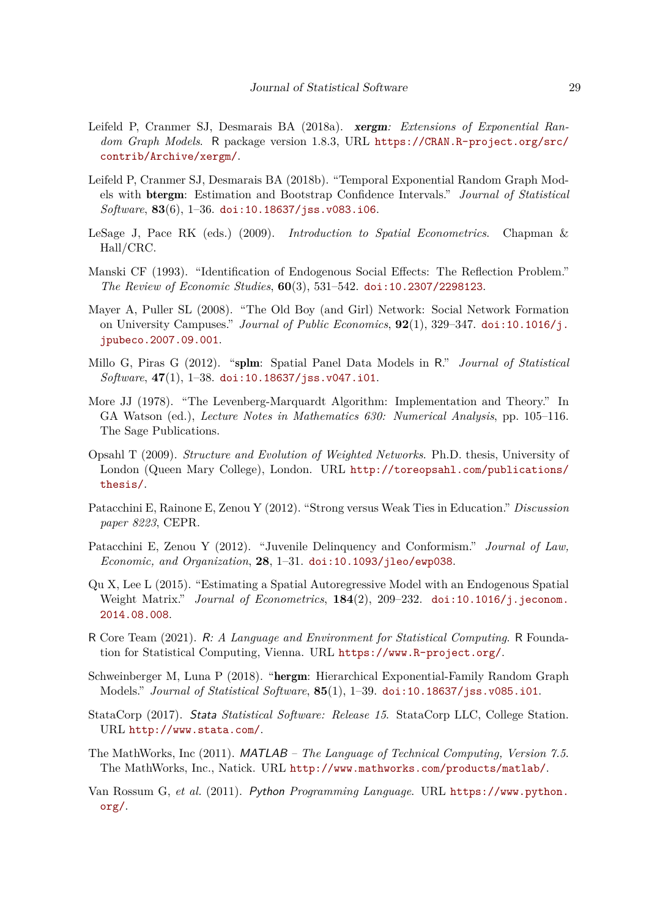Leifeld P, Cranmer SJ, Desmarais BA (2018a). ***xergm**: Extensions of Exponential Random Graph Models*. R package version 1.8.3, URL https://CRAN.R-project.org/src/contrib/Archive/xergm/.

Leifeld P, Cranmer SJ, Desmarais BA (2018b). "Temporal Exponential Random Graph Models with **btergm**: Estimation and Bootstrap Confidence Intervals." *Journal of Statistical Software*, **83**(6), 1–36. doi:10.18637/jss.v083.i06.

LeSage J, Pace RK (eds.) (2009). *Introduction to Spatial Econometrics*. Chapman & Hall/CRC.

Manski CF (1993). "Identification of Endogenous Social Effects: The Reflection Problem." *The Review of Economic Studies*, **60**(3), 531–542. doi:10.2307/2298123.

Mayer A, Puller SL (2008). "The Old Boy (and Girl) Network: Social Network Formation on University Campuses." *Journal of Public Economics*, **92**(1), 329–347. doi:10.1016/j.jpubeco.2007.09.001.

Millo G, Piras G (2012). "**splm**: Spatial Panel Data Models in R." *Journal of Statistical Software*, **47**(1), 1–38. doi:10.18637/jss.v047.i01.

More JJ (1978). "The Levenberg-Marquardt Algorithm: Implementation and Theory." In GA Watson (ed.), *Lecture Notes in Mathematics 630: Numerical Analysis*, pp. 105–116. The Sage Publications.

Opsahl T (2009). *Structure and Evolution of Weighted Networks*. Ph.D. thesis, University of London (Queen Mary College), London. URL http://toreopsahl.com/publications/thesis/.

Patacchini E, Rainone E, Zenou Y (2012). "Strong versus Weak Ties in Education." *Discussion paper 8223*, CEPR.

Patacchini E, Zenou Y (2012). "Juvenile Delinquency and Conformism." *Journal of Law, Economic, and Organization*, **28**, 1–31. doi:10.1093/jleo/ewp038.

Qu X, Lee L (2015). "Estimating a Spatial Autoregressive Model with an Endogenous Spatial Weight Matrix." *Journal of Econometrics*, **184**(2), 209–232. doi:10.1016/j.jeconom.2014.08.008.

R Core Team (2021). *R: A Language and Environment for Statistical Computing*. R Foundation for Statistical Computing, Vienna. URL https://www.R-project.org/.

Schweinberger M, Luna P (2018). "**hergm**: Hierarchical Exponential-Family Random Graph Models." *Journal of Statistical Software*, **85**(1), 1–39. doi:10.18637/jss.v085.i01.

StataCorp (2017). *Stata Statistical Software: Release 15*. StataCorp LLC, College Station. URL http://www.stata.com/.

The MathWorks, Inc (2011). *MATLAB – The Language of Technical Computing, Version 7.5*. The MathWorks, Inc., Natick. URL http://www.mathworks.com/products/matlab/.

Van Rossum G, *et al.* (2011). *Python Programming Language*. URL https://www.python.org/.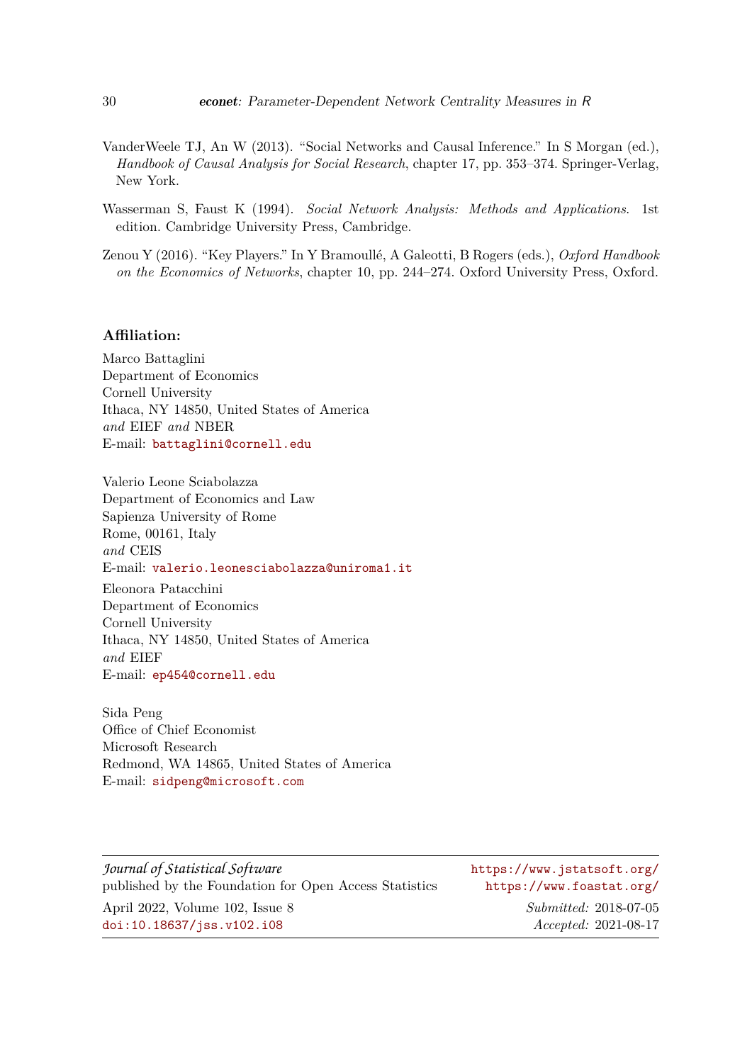VanderWeele TJ, An W (2013). "Social Networks and Causal Inference." In S Morgan (ed.), *Handbook of Causal Analysis for Social Research*, chapter 17, pp. 353–374. Springer-Verlag, New York.

Wasserman S, Faust K (1994). *Social Network Analysis: Methods and Applications*. 1st edition. Cambridge University Press, Cambridge.

Zenou Y (2016). "Key Players." In Y Bramoullé, A Galeotti, B Rogers (eds.), *Oxford Handbook on the Economics of Networks*, chapter 10, pp. 244–274. Oxford University Press, Oxford.

### Affiliation:

Marco Battaglini
Department of Economics
Cornell University
Ithaca, NY 14850, United States of America
*and* EIEF *and* NBER
E-mail: battaglini@cornell.edu

Valerio Leone Sciabolazza
Department of Economics and Law
Sapienza University of Rome
Rome, 00161, Italy
*and* CEIS
E-mail: valerio.leonesciabolazza@uniroma1.it

Eleonora Patacchini
Department of Economics
Cornell University
Ithaca, NY 14850, United States of America
*and* EIEF
E-mail: ep454@cornell.edu

Sida Peng
Office of Chief Economist
Microsoft Research
Redmond, WA 14865, United States of America
E-mail: sidpeng@microsoft.com

*Journal of Statistical Software* — https://www.jstatsoft.org/
published by the Foundation for Open Access Statistics — https://www.foastat.org/
April 2022, Volume 102, Issue 8 — *Submitted:* 2018-07-05
doi:10.18637/jss.v102.i08 — *Accepted:* 2021-08-17